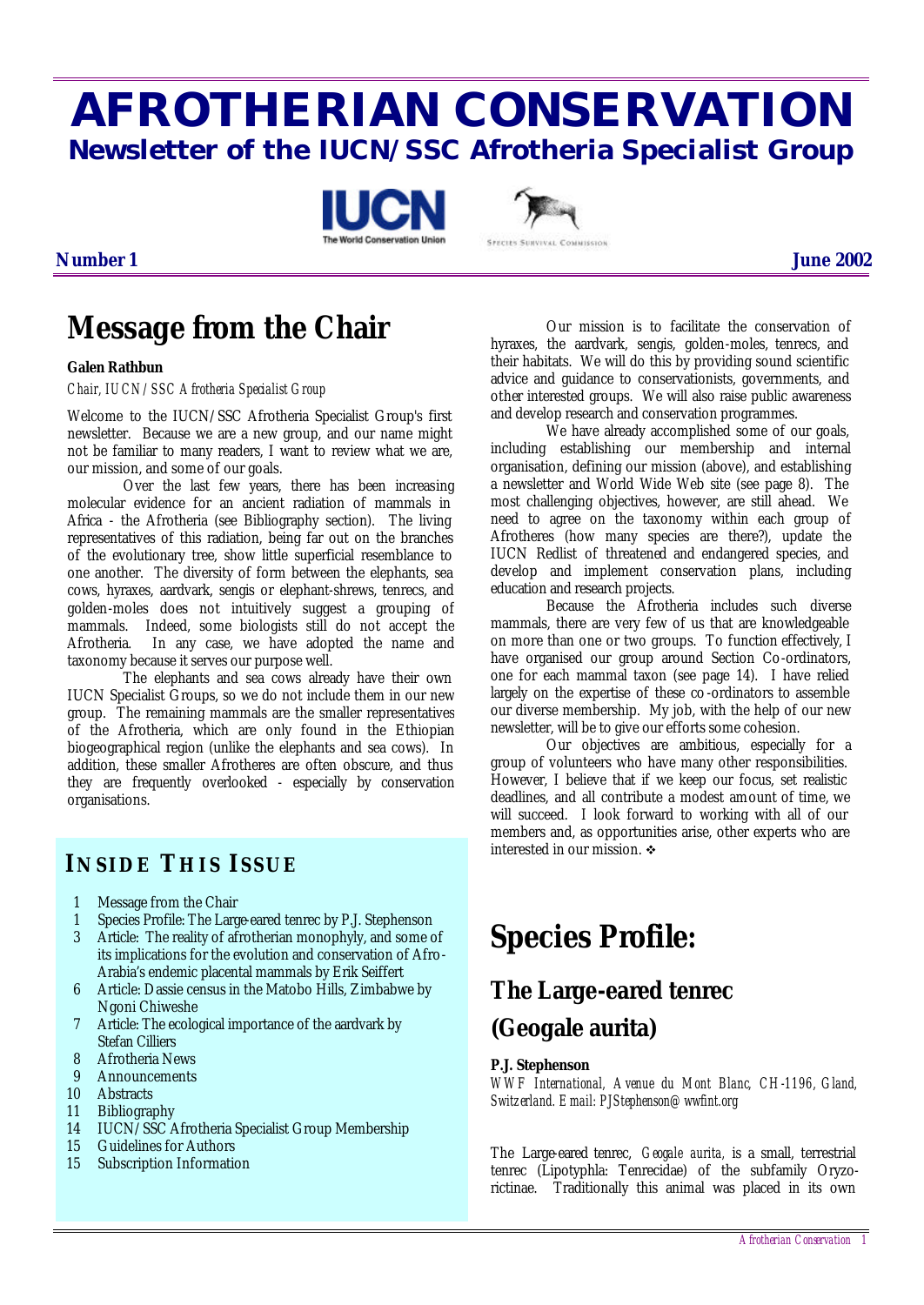# AFROTHERIAN CONSERVATION

## Newsletter of the IUCN/SSC Afrotheria Specialist Group

**Number 1** **June 2002**

# Message from the Chair

**Galen Rathbun**

*Chair, IUCN/SSC Afrotheria Specialist Group*

Welcome to the IUCN/SSC Afrotheria Specialist Group's first newsletter. Because we are a new group, and our name might not be familiar to many readers, I want to review what we are, our mission, and some of our goals.

Over the last few years, there has been increasing molecular evidence for an ancient radiation of mammals in Africa - the Afrotheria (see Bibliography section). The living representatives of this radiation, being far out on the branches of the evolutionary tree, show little superficial resemblance to one another. The diversity of form between the elephants, sea cows, hyraxes, aardvark, sengis or elephant-shrews, tenrecs, and golden-moles does not intuitively suggest a grouping of mammals. Indeed, some biologists still do not accept the Afrotheria. In any case, we have adopted the name and taxonomy because it serves our purpose well.

The elephants and sea cows already have their own IUCN Specialist Groups, so we do not include them in our new group. The remaining mammals are the smaller representatives of the Afrotheria, which are only found in the Ethiopian biogeographical region (unlike the elephants and sea cows). In addition, these smaller Afrotheres are often obscure, and thus they are frequently overlooked - especially by conservation organisations.

Our mission is to facilitate the conservation of hyraxes, the aardvark, sengis, golden-moles, tenrecs, and their habitats. We will do this by providing sound scientific advice and guidance to conservationists, governments, and other interested groups. We will also raise public awareness and develop research and conservation programmes.

We have already accomplished some of our goals, including establishing our membership and internal organisation, defining our mission (above), and establishing a newsletter and World Wide Web site (see page 8). The most challenging objectives, however, are still ahead. We need to agree on the taxonomy within each group of Afrotheres (how many species are there?), update the IUCN Redlist of threatened and endangered species, and develop and implement conservation plans, including education and research projects.

Because the Afrotheria includes such diverse mammals, there are very few of us that are knowledgeable on more than one or two groups. To function effectively, I have organised our group around Section Co-ordinators, one for each mammal taxon (see page 14). I have relied largely on the expertise of these co-ordinators to assemble our diverse membership. My job, with the help of our new newsletter, will be to give our efforts some cohesion.

Our objectives are ambitious, especially for a group of volunteers who have many other responsibilities. However, I believe that if we keep our focus, set realistic deadlines, and all contribute a modest amount of time, we will succeed. I look forward to working with all of our members and, as opportunities arise, other experts who are interested in our mission. ❖

## INSIDE THIS ISSUE

- 1 Message from the Chair
- 1 Species Profile: The Large-eared tenrec by P.J. Stephenson
- 3 Article: The reality of afrotherian monophyly, and some of its implications for the evolution and conservation of Afro-Arabia's endemic placental mammals by Erik Seiffert
- 6 Article: Dassie census in the Matobo Hills, Zimbabwe by Ngoni Chiweshe
- 7 Article: The ecological importance of the aardvark by Stefan Cilliers
- 8 Afrotheria News
- 9 Announcements
- 10 Abstracts
- 11 Bibliography
- 14 IUCN/SSC Afrotheria Specialist Group Membership
- 15 Guidelines for Authors
- 15 Subscription Information

# Species Profile:

## The Large-eared tenrec (Geogale aurita)

**P.J. Stephenson**

*WWF International, Avenue du Mont Blanc, CH-1196, Gland, Switzerland. Email: PJStephenson@wwfint.org*

The Large-eared tenrec, *Geogale aurita,* is a small, terrestrial tenrec (Lipotyphla: Tenrecidae) of the subfamily Oryzorictinae. Traditionally this animal was placed in its own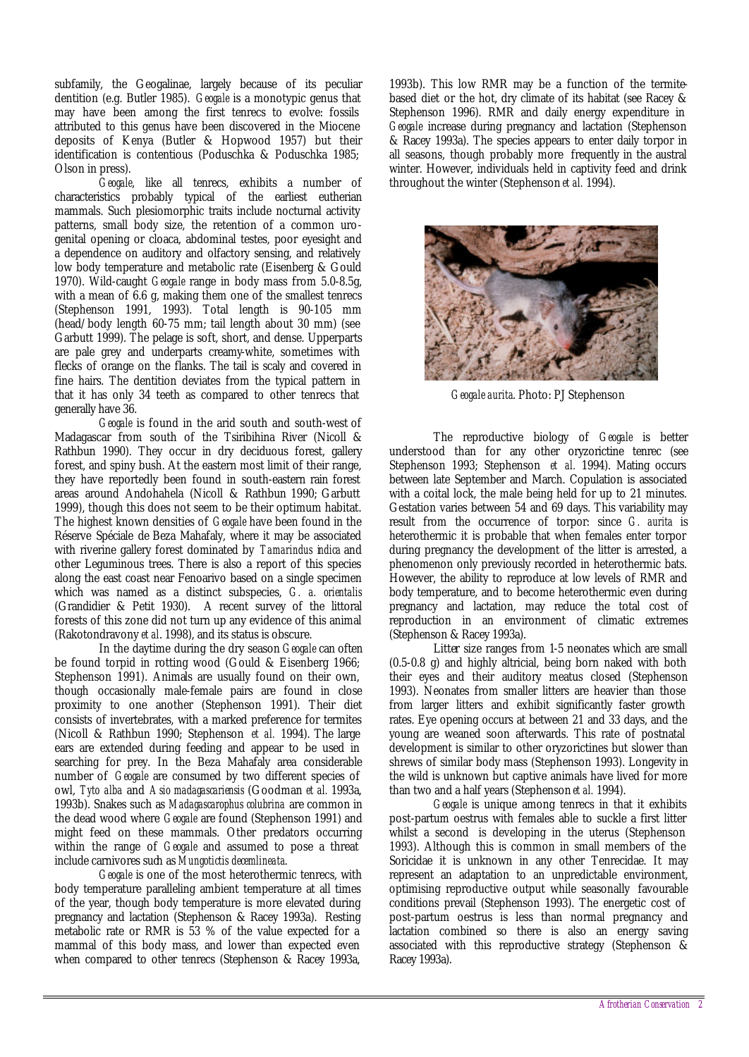subfamily, the Geogalinae, largely because of its peculiar dentition (e.g. Butler 1985). *Geogale* is a monotypic genus that may have been among the first tenrecs to evolve: fossils attributed to this genus have been discovered in the Miocene deposits of Kenya (Butler & Hopwood 1957) but their identification is contentious (Poduschka & Poduschka 1985; Olson in press).

*Geogale*, like all tenrecs, exhibits a number of characteristics probably typical of the earliest eutherian mammals. Such plesiomorphic traits include nocturnal activity patterns, small body size, the retention of a common uro-genital opening or cloaca, abdominal testes, poor eyesight and a dependence on auditory and olfactory sensing, and relatively low body temperature and metabolic rate (Eisenberg & Gould 1970). Wild-caught *Geogale* range in body mass from 5.0-8.5g, with a mean of 6.6 g, making them one of the smallest tenrecs (Stephenson 1991, 1993). Total length is 90-105 mm (head/body length 60-75 mm; tail length about 30 mm) (see Garbutt 1999). The pelage is soft, short, and dense. Upperparts are pale grey and underparts creamy-white, sometimes with flecks of orange on the flanks. The tail is scaly and covered in fine hairs. The dentition deviates from the typical pattern in that it has only 34 teeth as compared to other tenrecs that generally have 36.

*Geogale* is found in the arid south and south-west of Madagascar from south of the Tsiribihina River (Nicoll & Rathbun 1990). They occur in dry deciduous forest, gallery forest, and spiny bush. At the eastern most limit of their range, they have reportedly been found in south-eastern rain forest areas around Andohahela (Nicoll & Rathbun 1990; Garbutt 1999), though this does not seem to be their optimum habitat. The highest known densities of *Geogale* have been found in the Réserve Spéciale de Beza Mahafaly, where it may be associated with riverine gallery forest dominated by *Tamarindus indica* and other Leguminous trees. There is also a report of this species along the east coast near Fenoarivo based on a single specimen which was named as a distinct subspecies, *G. a. orientalis* (Grandidier & Petit 1930). A recent survey of the littoral forests of this zone did not turn up any evidence of this animal (Rakotondravony *et al*. 1998), and its status is obscure.

In the daytime during the dry season *Geogale* can often be found torpid in rotting wood (Gould & Eisenberg 1966; Stephenson 1991). Animals are usually found on their own, though occasionally male-female pairs are found in close proximity to one another (Stephenson 1991). Their diet consists of invertebrates, with a marked preference for termites (Nicoll & Rathbun 1990; Stephenson *et al.* 1994). The large ears are extended during feeding and appear to be used in searching for prey. In the Beza Mahafaly area considerable number of *Geogale* are consumed by two different species of owl, *Tyto alba* and *Asio madagascariensis* (Goodman *et al.* 1993a, 1993b). Snakes such as *Madagascarophus colubrina* are common in the dead wood where *Geogale* are found (Stephenson 1991) and might feed on these mammals. Other predators occurring within the range of *Geogale* and assumed to pose a threat include carnivores such as *Mungotictis decemlineata*.

*Geogale* is one of the most heterothermic tenrecs, with body temperature paralleling ambient temperature at all times of the year, though body temperature is more elevated during pregnancy and lactation (Stephenson & Racey 1993a). Resting metabolic rate or RMR is 53 % of the value expected for a mammal of this body mass, and lower than expected even when compared to other tenrecs (Stephenson & Racey 1993a, 1993b). This low RMR may be a function of the termite-based diet or the hot, dry climate of its habitat (see Racey & Stephenson 1996). RMR and daily energy expenditure in *Geogale* increase during pregnancy and lactation (Stephenson & Racey 1993a). The species appears to enter daily torpor in all seasons, though probably more frequently in the austral winter. However, individuals held in captivity feed and drink throughout the winter (Stephenson *et al.* 1994).

*Geogale aurita*. Photo: PJ Stephenson

The reproductive biology of *Geogale* is better understood than for any other oryzorictine tenrec (see Stephenson 1993; Stephenson *et al.* 1994). Mating occurs between late September and March. Copulation is associated with a coital lock, the male being held for up to 21 minutes. Gestation varies between 54 and 69 days. This variability may result from the occurrence of torpor: since *G. aurita* is heterothermic it is probable that when females enter torpor during pregnancy the development of the litter is arrested, a phenomenon only previously recorded in heterothermic bats. However, the ability to reproduce at low levels of RMR and body temperature, and to become heterothermic even during pregnancy and lactation, may reduce the total cost of reproduction in an environment of climatic extremes (Stephenson & Racey 1993a).

Litter size ranges from 1-5 neonates which are small (0.5-0.8 g) and highly altricial, being born naked with both their eyes and their auditory meatus closed (Stephenson 1993). Neonates from smaller litters are heavier than those from larger litters and exhibit significantly faster growth rates. Eye opening occurs at between 21 and 33 days, and the young are weaned soon afterwards. This rate of postnatal development is similar to other oryzorictines but slower than shrews of similar body mass (Stephenson 1993). Longevity in the wild is unknown but captive animals have lived for more than two and a half years (Stephenson *et al.* 1994).

*Geogale* is unique among tenrecs in that it exhibits post-partum oestrus with females able to suckle a first litter whilst a second is developing in the uterus (Stephenson 1993). Although this is common in small members of the Soricidae it is unknown in any other Tenrecidae. It may represent an adaptation to an unpredictable environment, optimising reproductive output while seasonally favourable conditions prevail (Stephenson 1993). The energetic cost of post-partum oestrus is less than normal pregnancy and lactation combined so there is also an energy saving associated with this reproductive strategy (Stephenson & Racey 1993a).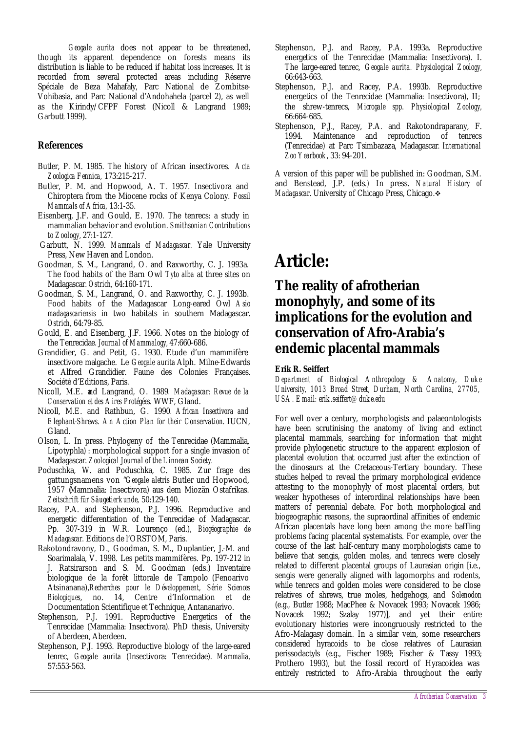*Geogale aurita* does not appear to be threatened, though its apparent dependence on forests means its distribution is liable to be reduced if habitat loss increases. It is recorded from several protected areas including Réserve Spéciale de Beza Mahafaly, Parc National de Zombitse-Vohibasia, and Parc National d'Andohahela (parcel 2), as well as the Kirindy/CFPF Forest (Nicoll & Langrand 1989; Garbutt 1999).

## References

Butler, P. M. 1985. The history of African insectivores. *Acta Zoologica Fennica,* 173:215-217.

Butler, P. M. and Hopwood, A. T. 1957. Insectivora and Chiroptera from the Miocene rocks of Kenya Colony. *Fossil Mammals of Africa,* 13:1-35.

Eisenberg, J.F. and Gould, E. 1970. The tenrecs: a study in mammalian behavior and evolution. *Smithsonian Contributions to Zoology,* 27:1-127.

Garbutt, N. 1999. *Mammals of Madagascar.* Yale University Press, New Haven and London.

Goodman, S. M., Langrand, O. and Raxworthy, C. J. 1993a. The food habits of the Barn Owl *Tyto alba* at three sites on Madagascar. *Ostrich,* 64:160-171.

Goodman, S. M., Langrand, O. and Raxworthy, C. J. 1993b. Food habits of the Madagascar Long-eared Owl *Asio madagascariensis* in two habitats in southern Madagascar. *Ostrich,* 64:79-85.

Gould, E. and Eisenberg, J.F. 1966. Notes on the biology of the Tenrecidae. *Journal of Mammalogy,* 47:660-686.

Grandidier, G. and Petit, G. 1930. Etude d'un mammifère insectivore malgache. Le *Geogale aurita* Alph. Milne-Edwards et Alfred Grandidier. Faune des Colonies Françaises. Société d'Editions, Paris.

Nicoll, M.E. and Langrand, O. 1989. *Madagascar: Revue de la Conservation et des Aires Protégées.* WWF, Gland.

Nicoll, M.E. and Rathbun, G. 1990. *African Insectivora and Elephant-Shrews. An Action Plan for their Conservation.* IUCN, Gland.

Olson, L. In press. Phylogeny of the Tenrecidae (Mammalia, Lipotyphla) : morphological support for a single invasion of Madagascar. *Zoological Journal of the Linnean Society.*

Poduschka, W. and Poduschka, C. 1985. Zur frage des gattungsnamens von *"Geogale aletris* Butler und Hopwood, 1957 (Mammalia: Insectivora) aus dem Miozän Ostafrikas. *Zeitschrift für Säugetierkunde,* 50:129-140.

Racey, P.A. and Stephenson, P.J. 1996. Reproductive and energetic differentiation of the Tenrecidae of Madagascar. Pp. 307-319 in W.R. Lourenço (ed.), *Biogéographie de Madagascar.* Editions de l'ORSTOM, Paris.

Rakotondravony, D., Goodman, S. M., Duplantier, J.-M. and Soarimalala, V. 1998. Les petits mammifères. Pp. 197-212 in J. Ratsirarson and S. M. Goodman (eds.) Inventaire biologique de la forêt littorale de Tampolo (Fenoarivo Atsinanana),*Recherches pour le Développement, Série Sciences Biologiques,* no. 14, Centre d'Information et de Documentation Scientifique et Technique, Antananarivo.

Stephenson, P.J. 1991. Reproductive Energetics of the Tenrecidae (Mammalia: Insectivora). PhD thesis, University of Aberdeen, Aberdeen.

Stephenson, P.J. 1993. Reproductive biology of the large-eared tenrec, *Geogale aurita* (Insectivora: Tenrecidae). *Mammalia,* 57:553-563.

Stephenson, P.J. and Racey, P.A. 1993a. Reproductive energetics of the Tenrecidae (Mammalia: Insectivora). I. The large-eared tenrec, *Geogale aurita. Physiological Zoology,* 66:643-663.

Stephenson, P.J. and Racey, P.A. 1993b. Reproductive energetics of the Tenrecidae (Mammalia: Insectivora), II; the shrew-tenrecs, *Microgale spp. Physiological Zoology,* 66:664-685.

Stephenson, P.J., Racey, P.A. and Rakotondraparany, F. 1994. Maintenance and reproduction of tenrecs (Tenrecidae) at Parc Tsimbazaza, Madagascar. *International Zoo Yearbook*, 33: 94-201.

A version of this paper will be published in: Goodman, S.M. and Benstead, J.P. (eds.) In press. *Natural History of Madagascar*. University of Chicago Press, Chicago.❖

# Article:

## The reality of afrotherian monophyly, and some of its implications for the evolution and conservation of Afro-Arabia's endemic placental mammals

**Erik R. Seiffert**

*Department of Biological Anthropology & Anatomy, Duke University, 1013 Broad Street, Durham, North Carolina, 27705, USA. Email: erik.seiffert@duke.edu*

For well over a century, morphologists and palaeontologists have been scrutinising the anatomy of living and extinct placental mammals, searching for information that might provide phylogenetic structure to the apparent explosion of placental evolution that occurred just after the extinction of the dinosaurs at the Cretaceous-Tertiary boundary. These studies helped to reveal the primary morphological evidence attesting to the monophyly of most placental orders, but weaker hypotheses of interordinal relationships have been matters of perennial debate. For both morphological and biogeographic reasons, the supraordinal affinities of endemic African placentals have long been among the more baffling problems facing placental systematists. For example, over the course of the last half-century many morphologists came to believe that sengis, golden moles, and tenrecs were closely related to different placental groups of Laurasian origin [i.e., sengis were generally aligned with lagomorphs and rodents, while tenrecs and golden moles were considered to be close relatives of shrews, true moles, hedgehogs, and *Solenodon* (e.g., Butler 1988; MacPhee & Novacek 1993; Novacek 1986; Novacek 1992; Szalay 1977)], and yet their entire evolutionary histories were incongruously restricted to the Afro-Malagasy domain. In a similar vein, some researchers considered hyracoids to be close relatives of Laurasian perissodactyls (e.g., Fischer 1989; Fischer & Tassy 1993; Prothero 1993), but the fossil record of Hyracoidea was entirely restricted to Afro-Arabia throughout the early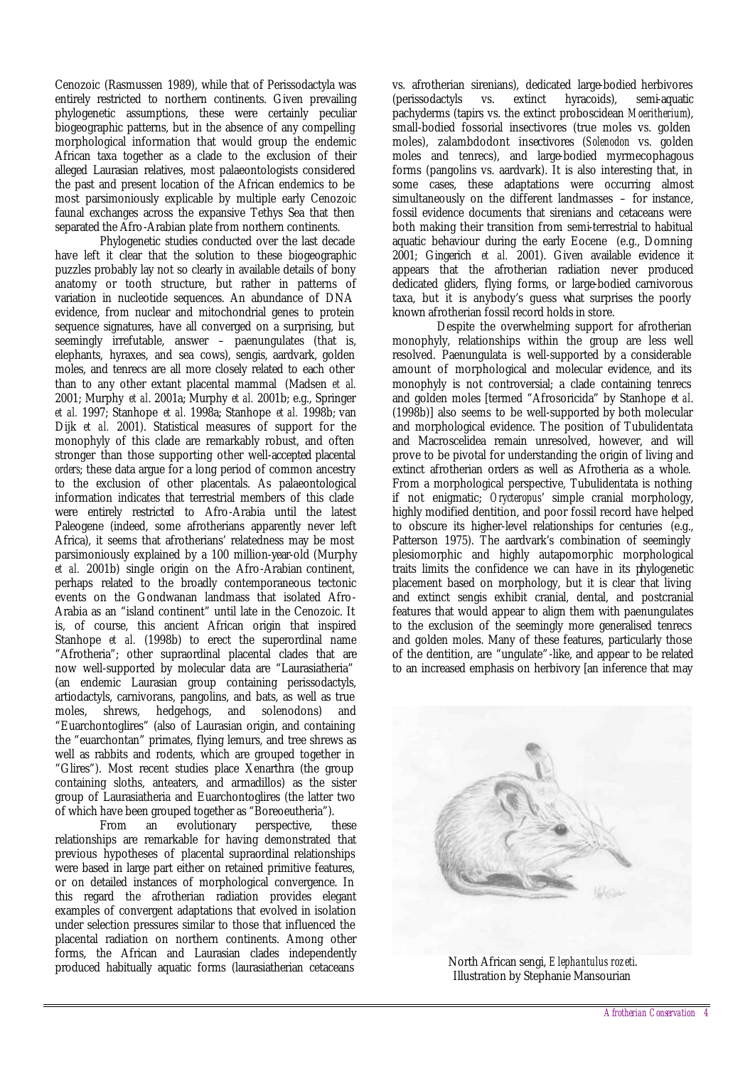Cenozoic (Rasmussen 1989), while that of Perissodactyla was entirely restricted to northern continents. Given prevailing phylogenetic assumptions, these were certainly peculiar biogeographic patterns, but in the absence of any compelling morphological information that would group the endemic African taxa together as a clade to the exclusion of their alleged Laurasian relatives, most palaeontologists considered the past and present location of the African endemics to be most parsimoniously explicable by multiple early Cenozoic faunal exchanges across the expansive Tethys Sea that then separated the Afro-Arabian plate from northern continents.

Phylogenetic studies conducted over the last decade have left it clear that the solution to these biogeographic puzzles probably lay not so clearly in available details of bony anatomy or tooth structure, but rather in patterns of variation in nucleotide sequences. An abundance of DNA evidence, from nuclear and mitochondrial genes to protein sequence signatures, have all converged on a surprising, but seemingly irrefutable, answer – paenungulates (that is, elephants, hyraxes, and sea cows), sengis, aardvark, golden moles, and tenrecs are all more closely related to each other than to any other extant placental mammal (Madsen *et al.* 2001; Murphy *et al.* 2001a; Murphy *et al.* 2001b; e.g., Springer *et al.* 1997; Stanhope *et al.* 1998a; Stanhope *et al.* 1998b; van Dijk *et al.* 2001). Statistical measures of support for the monophyly of this clade are remarkably robust, and often stronger than those supporting other well-accepted placental *orders*; these data argue for a long period of common ancestry to the exclusion of other placentals. As palaeontological information indicates that terrestrial members of this clade were entirely restricted to Afro-Arabia until the latest Paleogene (indeed, some afrotherians apparently never left Africa), it seems that afrotherians' relatedness may be most parsimoniously explained by a 100 million-year-old (Murphy *et al.* 2001b) single origin on the Afro-Arabian continent, perhaps related to the broadly contemporaneous tectonic events on the Gondwanan landmass that isolated Afro-Arabia as an "island continent" until late in the Cenozoic. It is, of course, this ancient African origin that inspired Stanhope *et al.* (1998b) to erect the superordinal name "Afrotheria"; other supraordinal placental clades that are now well-supported by molecular data are "Laurasiatheria" (an endemic Laurasian group containing perissodactyls, artiodactyls, carnivorans, pangolins, and bats, as well as true moles, shrews, hedgehogs, and solenodons) and "Euarchontoglires" (also of Laurasian origin, and containing the "euarchontan" primates, flying lemurs, and tree shrews as well as rabbits and rodents, which are grouped together in "Glires"). Most recent studies place Xenarthra (the group containing sloths, anteaters, and armadillos) as the sister group of Laurasiatheria and Euarchontoglires (the latter two of which have been grouped together as "Boreoeutheria").

From an evolutionary perspective, these relationships are remarkable for having demonstrated that previous hypotheses of placental supraordinal relationships were based in large part either on retained primitive features, or on detailed instances of morphological convergence. In this regard the afrotherian radiation provides elegant examples of convergent adaptations that evolved in isolation under selection pressures similar to those that influenced the placental radiation on northern continents. Among other forms, the African and Laurasian clades independently produced habitually aquatic forms (laurasiatherian cetaceans vs. afrotherian sirenians), dedicated large-bodied herbivores (perissodactyls vs. extinct hyracoids), semi-aquatic pachyderms (tapirs vs. the extinct proboscidean *Moeritherium*), small-bodied fossorial insectivores (true moles vs. golden moles), zalambdodont insectivores (*Solenodon* vs. golden moles and tenrecs), and large-bodied myrmecophagous forms (pangolins vs. aardvark). It is also interesting that, in some cases, these adaptations were occurring almost simultaneously on the different landmasses – for instance, fossil evidence documents that sirenians and cetaceans were both making their transition from semi-terrestrial to habitual aquatic behaviour during the early Eocene (e.g., Domning 2001; Gingerich *et al.* 2001). Given available evidence it appears that the afrotherian radiation never produced dedicated gliders, flying forms, or large-bodied carnivorous taxa, but it is anybody's guess what surprises the poorly known afrotherian fossil record holds in store.

Despite the overwhelming support for afrotherian monophyly, relationships within the group are less well resolved. Paenungulata is well-supported by a considerable amount of morphological and molecular evidence, and its monophyly is not controversial; a clade containing tenrecs and golden moles [termed "Afrosoricida" by Stanhope *et al.* (1998b)] also seems to be well-supported by both molecular and morphological evidence. The position of Tubulidentata and Macroscelidea remain unresolved, however, and will prove to be pivotal for understanding the origin of living and extinct afrotherian orders as well as Afrotheria as a whole. From a morphological perspective, Tubulidentata is nothing if not enigmatic; *Orycteropus'* simple cranial morphology, highly modified dentition, and poor fossil record have helped to obscure its higher-level relationships for centuries (e.g., Patterson 1975). The aardvark's combination of seemingly plesiomorphic and highly autapomorphic morphological traits limits the confidence we can have in its phylogenetic placement based on morphology, but it is clear that living and extinct sengis exhibit cranial, dental, and postcranial features that would appear to align them with paenungulates to the exclusion of the seemingly more generalised tenrecs and golden moles. Many of these features, particularly those of the dentition, are "ungulate"-like, and appear to be related to an increased emphasis on herbivory [an inference that may

North African sengi, *Elephantulus rozeti*.
Illustration by Stephanie Mansourian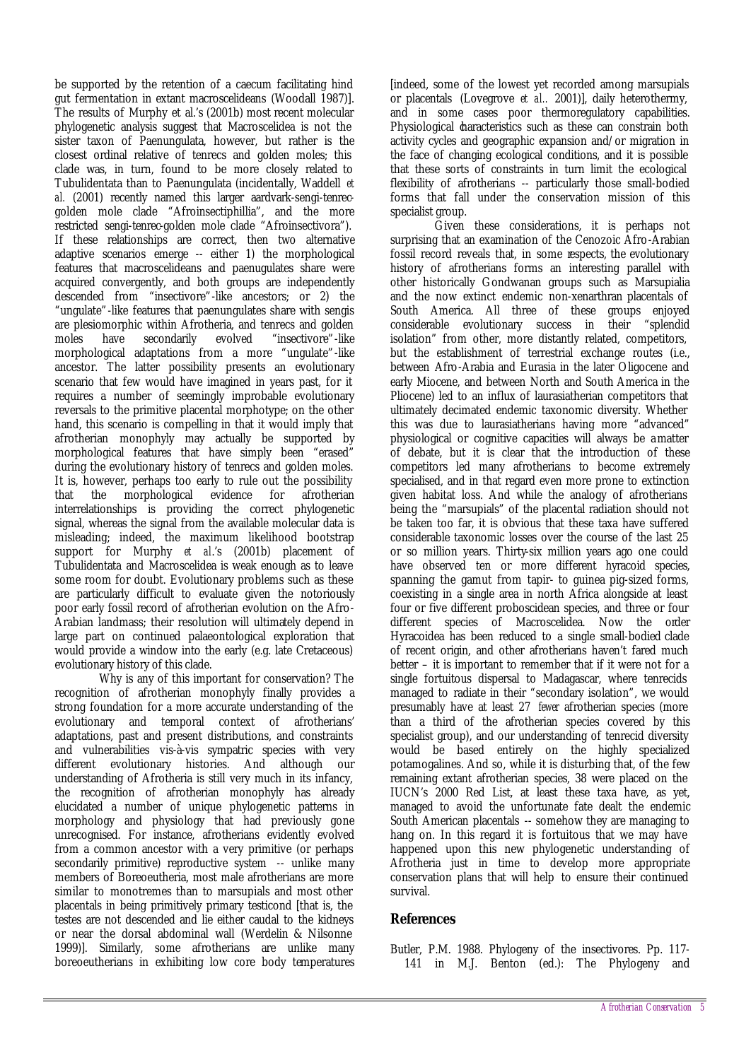be supported by the retention of a caecum facilitating hind gut fermentation in extant macroscelideans (Woodall 1987)]. The results of Murphy et al.'s (2001b) most recent molecular phylogenetic analysis suggest that Macroscelidea is not the sister taxon of Paenungulata, however, but rather is the closest ordinal relative of tenrecs and golden moles; this clade was, in turn, found to be more closely related to Tubulidentata than to Paenungulata (incidentally, Waddell *et al.* (2001) recently named this larger aardvark-sengi-tenrec-golden mole clade "Afroinsectiphillia", and the more restricted sengi-tenrec-golden mole clade "Afroinsectivora"). If these relationships are correct, then two alternative adaptive scenarios emerge -- either 1) the morphological features that macroscelideans and paenugulates share were acquired convergently, and both groups are independently descended from "insectivore"-like ancestors; or 2) the "ungulate"-like features that paenungulates share with sengis are plesiomorphic within Afrotheria, and tenrecs and golden moles have secondarily evolved "insectivore"-like morphological adaptations from a more "ungulate"-like ancestor. The latter possibility presents an evolutionary scenario that few would have imagined in years past, for it requires a number of seemingly improbable evolutionary reversals to the primitive placental morphotype; on the other hand, this scenario is compelling in that it would imply that afrotherian monophyly may actually be supported by morphological features that have simply been "erased" during the evolutionary history of tenrecs and golden moles. It is, however, perhaps too early to rule out the possibility that the morphological evidence for afrotherian interrelationships is providing the correct phylogenetic signal, whereas the signal from the available molecular data is misleading; indeed, the maximum likelihood bootstrap support for Murphy *et al.*'s (2001b) placement of Tubulidentata and Macroscelidea is weak enough as to leave some room for doubt. Evolutionary problems such as these are particularly difficult to evaluate given the notoriously poor early fossil record of afrotherian evolution on the Afro-Arabian landmass; their resolution will ultimately depend in large part on continued palaeontological exploration that would provide a window into the early (e.g. late Cretaceous) evolutionary history of this clade.

Why is any of this important for conservation? The recognition of afrotherian monophyly finally provides a strong foundation for a more accurate understanding of the evolutionary and temporal context of afrotherians' adaptations, past and present distributions, and constraints and vulnerabilities vis-à-vis sympatric species with very different evolutionary histories. And although our understanding of Afrotheria is still very much in its infancy, the recognition of afrotherian monophyly has already elucidated a number of unique phylogenetic patterns in morphology and physiology that had previously gone unrecognised. For instance, afrotherians evidently evolved from a common ancestor with a very primitive (or perhaps secondarily primitive) reproductive system -- unlike many members of Boreoeutheria, most male afrotherians are more similar to monotremes than to marsupials and most other placentals in being primitively primary testicond [that is, the testes are not descended and lie either caudal to the kidneys or near the dorsal abdominal wall (Werdelin & Nilsonne 1999)]. Similarly, some afrotherians are unlike many boreoeutherians in exhibiting low core body temperatures [indeed, some of the lowest yet recorded among marsupials or placentals (Lovegrove *et al.*, 2001)], daily heterothermy, and in some cases poor thermoregulatory capabilities. Physiological characteristics such as these can constrain both activity cycles and geographic expansion and/or migration in the face of changing ecological conditions, and it is possible that these sorts of constraints in turn limit the ecological flexibility of afrotherians -- particularly those small-bodied forms that fall under the conservation mission of this specialist group.

Given these considerations, it is perhaps not surprising that an examination of the Cenozoic Afro-Arabian fossil record reveals that, in some respects, the evolutionary history of afrotherians forms an interesting parallel with other historically Gondwanan groups such as Marsupialia and the now extinct endemic non-xenarthran placentals of South America. All three of these groups enjoyed considerable evolutionary success in their "splendid isolation" from other, more distantly related, competitors, but the establishment of terrestrial exchange routes (i.e., between Afro-Arabia and Eurasia in the later Oligocene and early Miocene, and between North and South America in the Pliocene) led to an influx of laurasiatherian competitors that ultimately decimated endemic taxonomic diversity. Whether this was due to laurasiatherians having more "advanced" physiological or cognitive capacities will always be a matter of debate, but it is clear that the introduction of these competitors led many afrotherians to become extremely specialised, and in that regard even more prone to extinction given habitat loss. And while the analogy of afrotherians being the "marsupials" of the placental radiation should not be taken too far, it is obvious that these taxa have suffered considerable taxonomic losses over the course of the last 25 or so million years. Thirty-six million years ago one could have observed ten or more different hyracoid species, spanning the gamut from tapir- to guinea pig-sized forms, coexisting in a single area in north Africa alongside at least four or five different proboscidean species, and three or four different species of Macroscelidea. Now the order Hyracoidea has been reduced to a single small-bodied clade of recent origin, and other afrotherians haven't fared much better – it is important to remember that if it were not for a single fortuitous dispersal to Madagascar, where tenrecids managed to radiate in their "secondary isolation", we would presumably have at least 27 *fewer* afrotherian species (more than a third of the afrotherian species covered by this specialist group), and our understanding of tenrecid diversity would be based entirely on the highly specialized potamogalines. And so, while it is disturbing that, of the few remaining extant afrotherian species, 38 were placed on the IUCN's 2000 Red List, at least these taxa have, as yet, managed to avoid the unfortunate fate dealt the endemic South American placentals -- somehow they are managing to hang on. In this regard it is fortuitous that we may have happened upon this new phylogenetic understanding of Afrotheria just in time to develop more appropriate conservation plans that will help to ensure their continued survival.

## References

Butler, P.M. 1988. Phylogeny of the insectivores. Pp. 117-141 in M.J. Benton (ed.): The Phylogeny and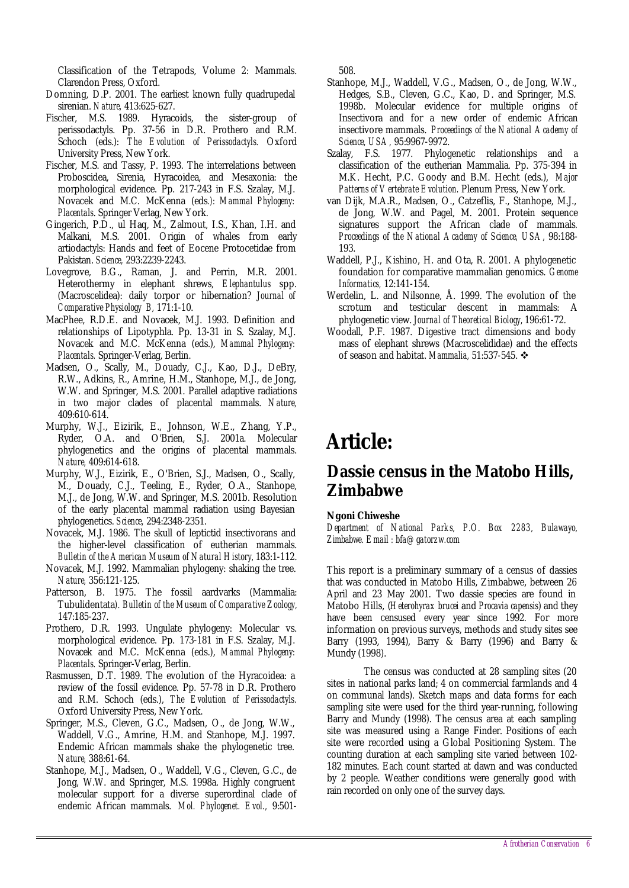Classification of the Tetrapods, Volume 2: Mammals. Clarendon Press, Oxford.

Domning, D.P. 2001. The earliest known fully quadrupedal sirenian. *Nature,* 413:625-627.

Fischer, M.S. 1989. Hyracoids, the sister-group of perissodactyls. Pp. 37-56 in D.R. Prothero and R.M. Schoch (eds.): *The Evolution of Perissodactyls.* Oxford University Press, New York.

Fischer, M.S. and Tassy, P. 1993. The interrelations between Proboscidea, Sirenia, Hyracoidea, and Mesaxonia: the morphological evidence. Pp. 217-243 in F.S. Szalay, M.J. Novacek and M.C. McKenna (eds.): *Mammal Phylogeny: Placentals*. Springer Verlag, New York.

Gingerich, P.D., ul Haq, M., Zalmout, I.S., Khan, I.H. and Malkani, M.S. 2001. Origin of whales from early artiodactyls: Hands and feet of Eocene Protocetidae from Pakistan. *Science,* 293:2239-2243.

Lovegrove, B.G., Raman, J. and Perrin, M.R. 2001. Heterothermy in elephant shrews, *Elephantulus* spp. (Macroscelidea): daily torpor or hibernation? *Journal of Comparative Physiology B,* 171:1-10.

MacPhee, R.D.E. and Novacek, M.J. 1993. Definition and relationships of Lipotyphla. Pp. 13-31 in S. Szalay, M.J. Novacek and M.C. McKenna (eds.), *Mammal Phylogeny: Placentals.* Springer-Verlag, Berlin.

Madsen, O., Scally, M., Douady, C.J., Kao, D.J., DeBry, R.W., Adkins, R., Amrine, H.M., Stanhope, M.J., de Jong, W.W. and Springer, M.S. 2001. Parallel adaptive radiations in two major clades of placental mammals. *Nature,* 409:610-614.

Murphy, W.J., Eizirik, E., Johnson, W.E., Zhang, Y.P., Ryder, O.A. and O'Brien, S.J. 2001a. Molecular phylogenetics and the origins of placental mammals. *Nature,* 409:614-618.

Murphy, W.J., Eizirik, E., O'Brien, S.J., Madsen, O., Scally, M., Douady, C.J., Teeling, E., Ryder, O.A., Stanhope, M.J., de Jong, W.W. and Springer, M.S. 2001b. Resolution of the early placental mammal radiation using Bayesian phylogenetics. *Science,* 294:2348-2351.

Novacek, M.J. 1986. The skull of leptictid insectivorans and the higher-level classification of eutherian mammals. *Bulletin of the American Museum of Natural History,* 183:1-112.

Novacek, M.J. 1992. Mammalian phylogeny: shaking the tree. *Nature,* 356:121-125.

Patterson, B. 1975. The fossil aardvarks (Mammalia: Tubulidentata*). Bulletin of the Museum of Comparative Zoology,* 147:185-237.

Prothero, D.R. 1993. Ungulate phylogeny: Molecular vs. morphological evidence. Pp. 173-181 in F.S. Szalay, M.J. Novacek and M.C. McKenna (eds.), *Mammal Phylogeny: Placentals.* Springer-Verlag, Berlin.

Rasmussen, D.T. 1989. The evolution of the Hyracoidea: a review of the fossil evidence. Pp. 57-78 in D.R. Prothero and R.M. Schoch (eds.), *The Evolution of Perissodactyls.* Oxford University Press, New York.

Springer, M.S., Cleven, G.C., Madsen, O., de Jong, W.W., Waddell, V.G., Amrine, H.M. and Stanhope, M.J. 1997. Endemic African mammals shake the phylogenetic tree. *Nature,* 388:61-64.

Stanhope, M.J., Madsen, O., Waddell, V.G., Cleven, G.C., de Jong, W.W. and Springer, M.S. 1998a. Highly congruent molecular support for a diverse superordinal clade of endemic African mammals. *Mol. Phylogenet. Evol.,* 9:501-508.

Stanhope, M.J., Waddell, V.G., Madsen, O., de Jong, W.W., Hedges, S.B., Cleven, G.C., Kao, D. and Springer, M.S. 1998b. Molecular evidence for multiple origins of Insectivora and for a new order of endemic African insectivore mammals. *Proceedings of the National Academy of Science, USA,* 95:9967-9972.

Szalay, F.S. 1977. Phylogenetic relationships and a classification of the eutherian Mammalia. Pp. 375-394 in M.K. Hecht, P.C. Goody and B.M. Hecht (eds.), *Major Patterns of Vertebrate Evolution.* Plenum Press, New York.

van Dijk, M.A.R., Madsen, O., Catzeflis, F., Stanhope, M.J., de Jong, W.W. and Pagel, M. 2001. Protein sequence signatures support the African clade of mammals. *Proceedings of the National Academy of Science, USA,* 98:188-193.

Waddell, P.J., Kishino, H. and Ota, R. 2001. A phylogenetic foundation for comparative mammalian genomics. *Genome Informatics,* 12:141-154.

Werdelin, L. and Nilsonne, Å. 1999. The evolution of the scrotum and testicular descent in mammals: A phylogenetic view. *Journal of Theoretical Biology,* 196:61-72.

Woodall, P.F. 1987. Digestive tract dimensions and body mass of elephant shrews (Macroscelididae) and the effects of season and habitat. *Mammalia,* 51:537-545. ❖

# Article:

## Dassie census in the Matobo Hills, Zimbabwe

**Ngoni Chiweshe**

*Department of National Parks, P.O. Box 2283, Bulawayo, Zimbabwe. Email : bfa@gatorzw.com*

This report is a preliminary summary of a census of dassies that was conducted in Matobo Hills, Zimbabwe, between 26 April and 23 May 2001. Two dassie species are found in Matobo Hills, (*Heterohyrax brucei* and *Procavia capensis*) and they have been censused every year since 1992. For more information on previous surveys, methods and study sites see Barry (1993, 1994), Barry & Barry (1996) and Barry & Mundy (1998).

The census was conducted at 28 sampling sites (20 sites in national parks land; 4 on commercial farmlands and 4 on communal lands). Sketch maps and data forms for each sampling site were used for the third year-running, following Barry and Mundy (1998). The census area at each sampling site was measured using a Range Finder. Positions of each site were recorded using a Global Positioning System. The counting duration at each sampling site varied between 102-182 minutes. Each count started at dawn and was conducted by 2 people. Weather conditions were generally good with rain recorded on only one of the survey days.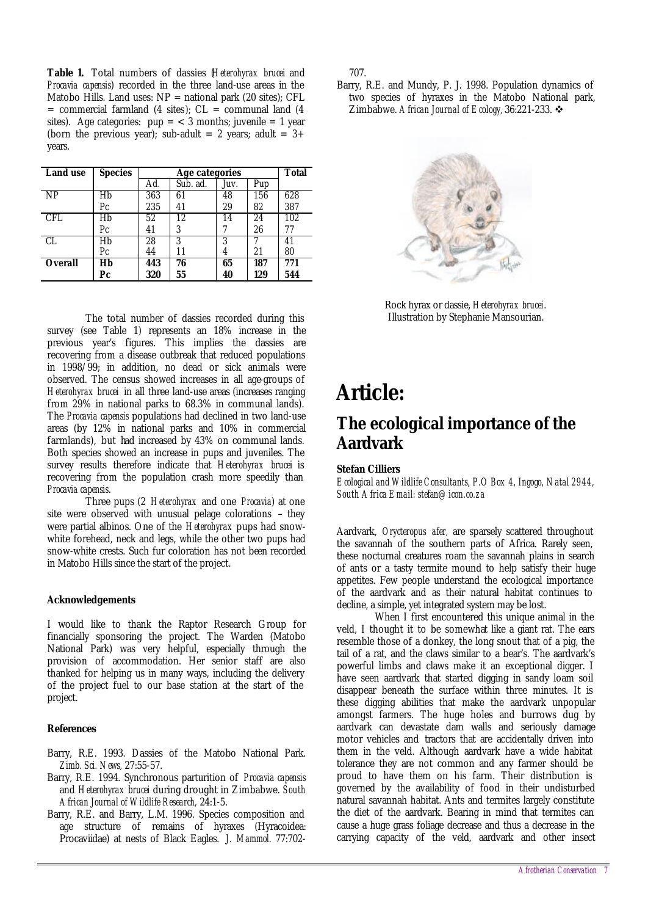**Table 1.** Total numbers of dassies (*Heterohyrax brucei* and *Procavia capensis*) recorded in the three land-use areas in the Matobo Hills. Land uses: NP = national park (20 sites); CFL = commercial farmland (4 sites); CL = communal land (4 sites). Age categories: pup = < 3 months; juvenile = 1 year (born the previous year); sub-adult = 2 years; adult = 3+ years.

| Land use | Species | Age categories | | | | Total |
|---|---|---|---|---|---|---|
| | | Ad. | Sub. ad. | Juv. | Pup | |
| NP | Hb | 363 | 61 | 48 | 156 | 628 |
| | Pc | 235 | 41 | 29 | 82 | 387 |
| CFL | Hb | 52 | 12 | 14 | 24 | 102 |
| | Pc | 41 | 3 | 7 | 26 | 77 |
| CL | Hb | 28 | 3 | 3 | 7 | 41 |
| | Pc | 44 | 11 | 4 | 21 | 80 |
| **Overall** | **Hb** | **443** | **76** | **65** | **187** | **771** |
| | **Pc** | **320** | **55** | **40** | **129** | **544** |

The total number of dassies recorded during this survey (see Table 1) represents an 18% increase in the previous year's figures. This implies the dassies are recovering from a disease outbreak that reduced populations in 1998/99; in addition, no dead or sick animals were observed. The census showed increases in all age-groups of *Heterohyrax brucei* in all three land-use areas (increases ranging from 29% in national parks to 68.3% in communal lands). The *Procavia capensis* populations had declined in two land-use areas (by 12% in national parks and 10% in commercial farmlands), but had increased by 43% on communal lands. Both species showed an increase in pups and juveniles. The survey results therefore indicate that *Heterohyrax brucei* is recovering from the population crash more speedily than *Procavia capensis*.

Three pups (2 *Heterohyrax* and one *Procavia*) at one site were observed with unusual pelage colorations – they were partial albinos. One of the *Heterohyrax* pups had snow-white forehead, neck and legs, while the other two pups had snow-white crests. Such fur coloration has not been recorded in Matobo Hills since the start of the project.

#### Acknowledgements

I would like to thank the Raptor Research Group for financially sponsoring the project. The Warden (Matobo National Park) was very helpful, especially through the provision of accommodation. Her senior staff are also thanked for helping us in many ways, including the delivery of the project fuel to our base station at the start of the project.

#### References

Barry, R.E. 1993. Dassies of the Matobo National Park. *Zimb. Sci. News*, 27:55-57.

Barry, R.E. 1994. Synchronous parturition of *Procavia capensis* and *Heterohyrax brucei* during drought in Zimbabwe. *South African Journal of Wildlife Research*, 24:1-5.

Barry, R.E. and Barry, L.M. 1996. Species composition and age structure of remains of hyraxes (Hyracoidea: Procaviidae) at nests of Black Eagles. *J. Mammol.* 77:702-707.

Barry, R.E. and Mundy, P. J. 1998. Population dynamics of two species of hyraxes in the Matobo National park, Zimbabwe. *African Journal of Ecology*, 36:221-233. ❖

Rock hyrax or dassie, *Heterohyrax brucei*. Illustration by Stephanie Mansourian.

# Article:

## The ecological importance of the Aardvark

**Stefan Cilliers**

*Ecological and Wildlife Consultants, P.O Box 4, Ingogo, Natal 2944, South Africa Email: stefan@icon.co.za*

Aardvark, *Orycteropus afer,* are sparsely scattered throughout the savannah of the southern parts of Africa. Rarely seen, these nocturnal creatures roam the savannah plains in search of ants or a tasty termite mound to help satisfy their huge appetites. Few people understand the ecological importance of the aardvark and as their natural habitat continues to decline, a simple, yet integrated system may be lost.

When I first encountered this unique animal in the veld, I thought it to be somewhat like a giant rat. The ears resemble those of a donkey, the long snout that of a pig, the tail of a rat, and the claws similar to a bear's. The aardvark's powerful limbs and claws make it an exceptional digger. I have seen aardvark that started digging in sandy loam soil disappear beneath the surface within three minutes. It is these digging abilities that make the aardvark unpopular amongst farmers. The huge holes and burrows dug by aardvark can devastate dam walls and seriously damage motor vehicles and tractors that are accidentally driven into them in the veld. Although aardvark have a wide habitat tolerance they are not common and any farmer should be proud to have them on his farm. Their distribution is governed by the availability of food in their undisturbed natural savannah habitat. Ants and termites largely constitute the diet of the aardvark. Bearing in mind that termites can cause a huge grass foliage decrease and thus a decrease in the carrying capacity of the veld, aardvark and other insect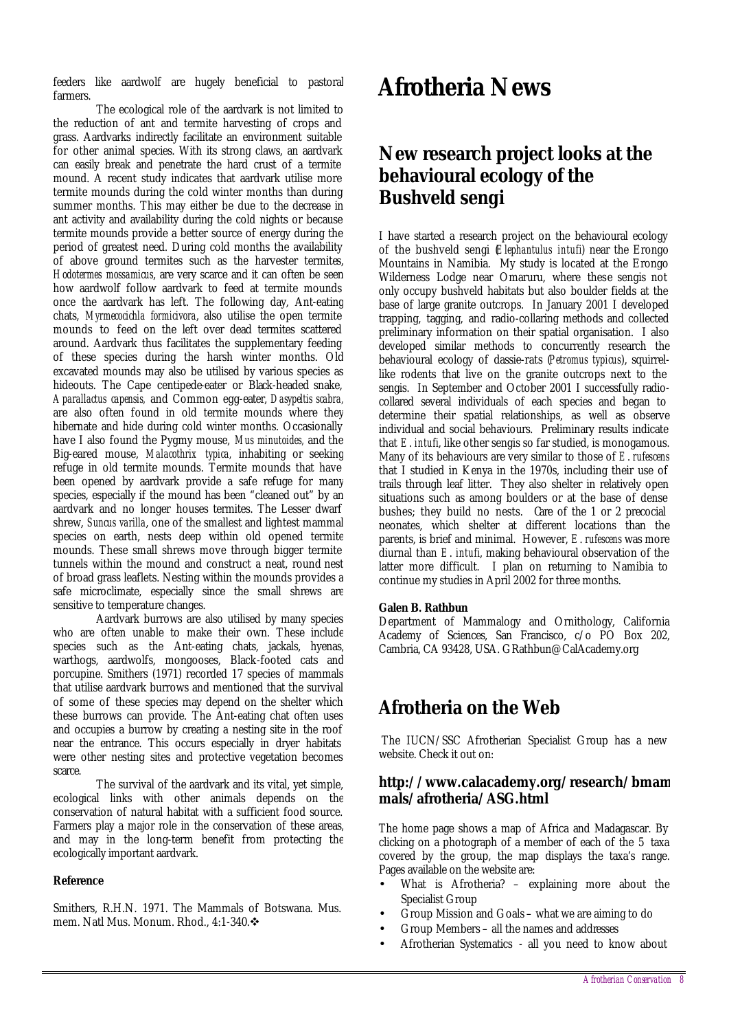feeders like aardwolf are hugely beneficial to pastoral farmers.

The ecological role of the aardvark is not limited to the reduction of ant and termite harvesting of crops and grass. Aardvarks indirectly facilitate an environment suitable for other animal species. With its strong claws, an aardvark can easily break and penetrate the hard crust of a termite mound. A recent study indicates that aardvark utilise more termite mounds during the cold winter months than during summer months. This may either be due to the decrease in ant activity and availability during the cold nights or because termite mounds provide a better source of energy during the period of greatest need. During cold months the availability of above ground termites such as the harvester termites, *Hodotermes mossamicus*, are very scarce and it can often be seen how aardwolf follow aardvark to feed at termite mounds once the aardvark has left. The following day, Ant-eating chats, *Myrmecocichla formicivora*, also utilise the open termite mounds to feed on the left over dead termites scattered around. Aardvark thus facilitates the supplementary feeding of these species during the harsh winter months. Old excavated mounds may also be utilised by various species as hideouts. The Cape centipede-eater or Black-headed snake, *Aparallactus capensis,* and Common egg-eater, *Dasypeltis scabra,* are also often found in old termite mounds where they hibernate and hide during cold winter months. Occasionally have I also found the Pygmy mouse, *Mus minutoides,* and the Big-eared mouse, *Malacothrix typica,* inhabiting or seeking refuge in old termite mounds. Termite mounds that have been opened by aardvark provide a safe refuge for many species, especially if the mound has been "cleaned out" by an aardvark and no longer houses termites. The Lesser dwarf shrew, *Suncus varilla*, one of the smallest and lightest mammal species on earth, nests deep within old opened termite mounds. These small shrews move through bigger termite tunnels within the mound and construct a neat, round nest of broad grass leaflets. Nesting within the mounds provides a safe microclimate, especially since the small shrews are sensitive to temperature changes.

Aardvark burrows are also utilised by many species who are often unable to make their own. These include species such as the Ant-eating chats, jackals, hyenas, warthogs, aardwolfs, mongooses, Black-footed cats and porcupine. Smithers (1971) recorded 17 species of mammals that utilise aardvark burrows and mentioned that the survival of some of these species may depend on the shelter which these burrows can provide. The Ant-eating chat often uses and occupies a burrow by creating a nesting site in the roof near the entrance. This occurs especially in dryer habitats were other nesting sites and protective vegetation becomes scarce.

The survival of the aardvark and its vital, yet simple, ecological links with other animals depends on the conservation of natural habitat with a sufficient food source. Farmers play a major role in the conservation of these areas, and may in the long-term benefit from protecting the ecologically important aardvark.

**Reference**

Smithers, R.H.N. 1971. The Mammals of Botswana. Mus. mem. Natl Mus. Monum. Rhod., 4:1-340.❖

# Afrotheria News

## New research project looks at the behavioural ecology of the Bushveld sengi

I have started a research project on the behavioural ecology of the bushveld sengi (*Elephantulus intufi*) near the Erongo Mountains in Namibia. My study is located at the Erongo Wilderness Lodge near Omaruru, where these sengis not only occupy bushveld habitats but also boulder fields at the base of large granite outcrops. In January 2001 I developed trapping, tagging, and radio-collaring methods and collected preliminary information on their spatial organisation. I also developed similar methods to concurrently research the behavioural ecology of dassie-rats (*Petromus typicus*), squirrel-like rodents that live on the granite outcrops next to the sengis. In September and October 2001 I successfully radio-collared several individuals of each species and began to determine their spatial relationships, as well as observe individual and social behaviours. Preliminary results indicate that *E. intufi*, like other sengis so far studied, is monogamous. Many of its behaviours are very similar to those of *E. rufescens* that I studied in Kenya in the 1970s, including their use of trails through leaf litter. They also shelter in relatively open situations such as among boulders or at the base of dense bushes; they build no nests. Care of the 1 or 2 precocial neonates, which shelter at different locations than the parents, is brief and minimal. However, *E. rufescens* was more diurnal than *E. intufi*, making behavioural observation of the latter more difficult. I plan on returning to Namibia to continue my studies in April 2002 for three months.

**Galen B. Rathbun**

Department of Mammalogy and Ornithology, California Academy of Sciences, San Francisco, c/o PO Box 202, Cambria, CA 93428, USA. GRathbun@CalAcademy.org

## Afrotheria on the Web

The IUCN/SSC Afrotherian Specialist Group has a new website. Check it out on:

### http://www.calacademy.org/research/bmammals/afrotheria/ASG.html

The home page shows a map of Africa and Madagascar. By clicking on a photograph of a member of each of the 5 taxa covered by the group, the map displays the taxa's range. Pages available on the website are:

- What is Afrotheria? – explaining more about the Specialist Group
- Group Mission and Goals – what we are aiming to do
- Group Members – all the names and addresses
- Afrotherian Systematics - all you need to know about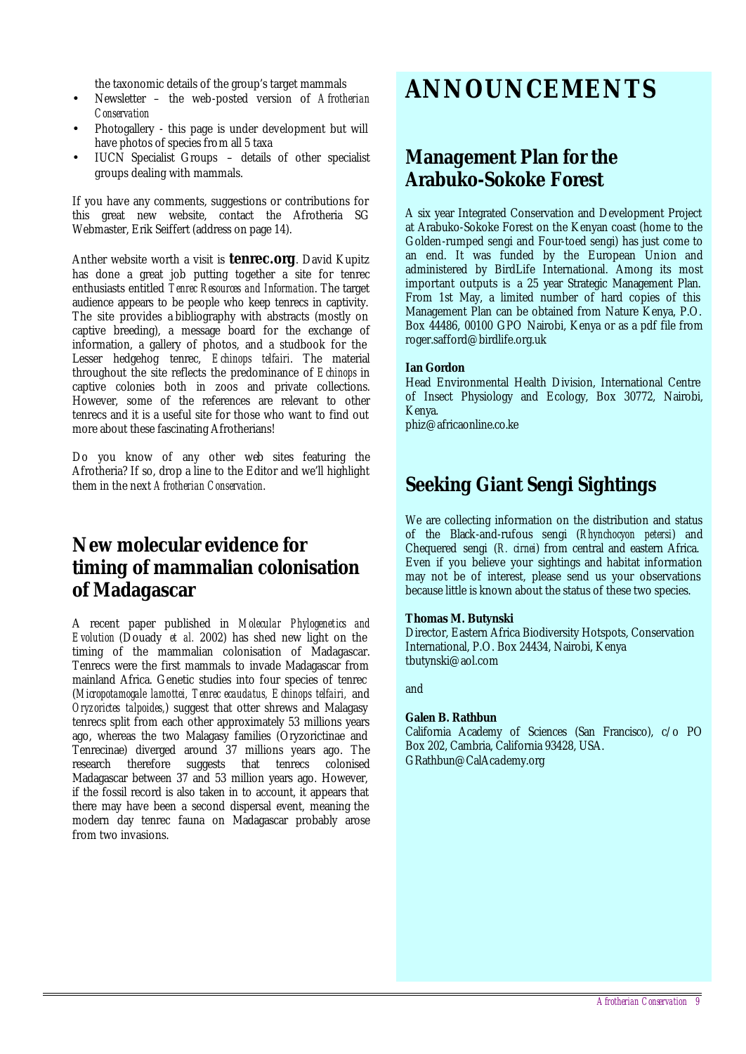the taxonomic details of the group's target mammals

- Newsletter – the web-posted version of *Afrotherian Conservation*
- Photogallery - this page is under development but will have photos of species from all 5 taxa
- IUCN Specialist Groups – details of other specialist groups dealing with mammals.

If you have any comments, suggestions or contributions for this great new website, contact the Afrotheria SG Webmaster, Erik Seiffert (address on page 14).

Anther website worth a visit is **tenrec.org**. David Kupitz has done a great job putting together a site for tenrec enthusiasts entitled *Tenrec Resources and Information*. The target audience appears to be people who keep tenrecs in captivity. The site provides a bibliography with abstracts (mostly on captive breeding), a message board for the exchange of information, a gallery of photos, and a studbook for the Lesser hedgehog tenrec, *Echinops telfairi*. The material throughout the site reflects the predominance of *Echinops* in captive colonies both in zoos and private collections. However, some of the references are relevant to other tenrecs and it is a useful site for those who want to find out more about these fascinating Afrotherians!

Do you know of any other web sites featuring the Afrotheria? If so, drop a line to the Editor and we'll highlight them in the next *Afrotherian Conservation*.

## New molecular evidence for timing of mammalian colonisation of Madagascar

A recent paper published in *Molecular Phylogenetics and Evolution* (Douady *et al.* 2002) has shed new light on the timing of the mammalian colonisation of Madagascar. Tenrecs were the first mammals to invade Madagascar from mainland Africa. Genetic studies into four species of tenrec (*Micropotamogale lamottei, Tenrec ecaudatus, Echinops telfairi,* and *Oryzorictes talpoides,*) suggest that otter shrews and Malagasy tenrecs split from each other approximately 53 millions years ago, whereas the two Malagasy families (Oryzorictinae and Tenrecinae) diverged around 37 millions years ago. The research therefore suggests that tenrecs colonised Madagascar between 37 and 53 million years ago. However, if the fossil record is also taken in to account, it appears that there may have been a second dispersal event, meaning the modern day tenrec fauna on Madagascar probably arose from two invasions.

# ANNOUNCEMENTS

## Management Plan for the Arabuko-Sokoke Forest

A six year Integrated Conservation and Development Project at Arabuko-Sokoke Forest on the Kenyan coast (home to the Golden-rumped sengi and Four-toed sengi) has just come to an end. It was funded by the European Union and administered by BirdLife International. Among its most important outputs is a 25 year Strategic Management Plan. From 1st May, a limited number of hard copies of this Management Plan can be obtained from Nature Kenya, P.O. Box 44486, 00100 GPO Nairobi, Kenya or as a pdf file from roger.safford@birdlife.org.uk

**Ian Gordon**
Head Environmental Health Division, International Centre of Insect Physiology and Ecology, Box 30772, Nairobi, Kenya.
phiz@africaonline.co.ke

## Seeking Giant Sengi Sightings

We are collecting information on the distribution and status of the Black-and-rufous sengi (*Rhynchocyon petersi*) and Chequered sengi (*R. cirnei*) from central and eastern Africa. Even if you believe your sightings and habitat information may not be of interest, please send us your observations because little is known about the status of these two species.

**Thomas M. Butynski**
Director, Eastern Africa Biodiversity Hotspots, Conservation International, P.O. Box 24434, Nairobi, Kenya
tbutynski@aol.com

and

**Galen B. Rathbun**
California Academy of Sciences (San Francisco), c/o PO Box 202, Cambria, California 93428, USA.
GRathbun@CalAcademy.org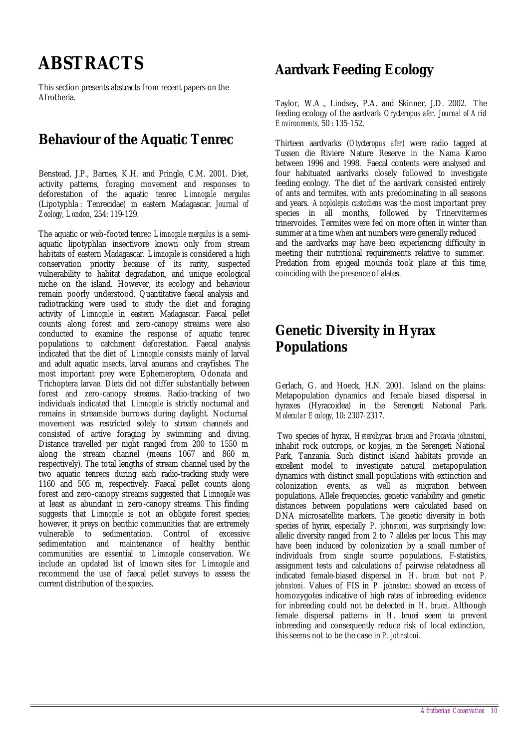# ABSTRACTS

This section presents abstracts from recent papers on the Afrotheria.

## Behaviour of the Aquatic Tenrec

Benstead, J.P., Barnes, K.H. and Pringle, C.M. 2001. Diet, activity patterns, foraging movement and responses to deforestation of the aquatic tenrec *Limnogale mergulus* (Lipotyphla : Tenrecidae) in eastern Madagascar. *Journal of Zoology, London,* 254: 119-129.

The aquatic or web-footed tenrec *Limnogale mergulus* is a semi-aquatic lipotyphlan insectivore known only from stream habitats of eastern Madagascar. *Limnogale* is considered a high conservation priority because of its rarity, suspected vulnerability to habitat degradation, and unique ecological niche on the island. However, its ecology and behaviour remain poorly understood. Quantitative faecal analysis and radiotracking were used to study the diet and foraging activity of *Limnogale* in eastern Madagascar. Faecal pellet counts along forest and zero-canopy streams were also conducted to examine the response of aquatic tenrec populations to catchment deforestation. Faecal analysis indicated that the diet of *Limnogale* consists mainly of larval and adult aquatic insects, larval anurans and crayfishes. The most important prey were Ephemeroptera, Odonata and Trichoptera larvae. Diets did not differ substantially between forest and zero-canopy streams. Radio-tracking of two individuals indicated that *Limnogale* is strictly nocturnal and remains in streamside burrows during daylight. Nocturnal movement was restricted solely to stream channels and consisted of active foraging by swimming and diving. Distance travelled per night ranged from 200 to 1550 m along the stream channel (means 1067 and 860 m, respectively). The total lengths of stream channel used by the two aquatic tenrecs during each radio-tracking study were 1160 and 505 m, respectively. Faecal pellet counts along forest and zero-canopy streams suggested that *Limnogale* was at least as abundant in zero-canopy streams. This finding suggests that *Limnogale* is not an obligate forest species; however, it preys on benthic communities that are extremely vulnerable to sedimentation. Control of excessive sedimentation and maintenance of healthy benthic communities are essential to *Limnogale* conservation. We include an updated list of known sites for *Limnogale* and recommend the use of faecal pellet surveys to assess the current distribution of the species.

## Aardvark Feeding Ecology

Taylor, W.A., Lindsey, P.A. and Skinner, J.D. 2002. The feeding ecology of the aardvark *Orycteropus afer*. *Journal of Arid Environments,* 50 : 135-152.

Thirteen aardvarks (*Otycteropus afer*) were radio tagged at Tussen die Riviere Nature Reserve in the Nama Karoo between 1996 and 1998. Faecal contents were analysed and four habituated aardvarks closely followed to investigate feeding ecology. The diet of the aardvark consisted entirely of ants and termites, with ants predominating in all seasons and years. *Anoplolepis custodiens* was the most important prey species in all months, followed by Trinervitermes trinervoides. Termites were fed on more often in winter than summer at a time when ant numbers were generally reduced and the aardvarks may have been experiencing difficulty in meeting their nutritional requirements relative to summer. Predation from epigeal mounds took place at this time, coinciding with the presence of alates.

## Genetic Diversity in Hyrax Populations

Gerlach, G. and Hoeck, H.N. 2001. Island on the plains: Metapopulation dynamics and female biased dispersal in hyraxes (Hyracoidea) in the Serengeti National Park. *Molecular Ecology,* 10: 2307-2317.

Two species of hyrax, *Heterohyrax brucei and Procavia johnstoni*, inhabit rock outcrops, or kopjes, in the Serengeti National Park, Tanzania. Such distinct island habitats provide an excellent model to investigate natural metapopulation dynamics with distinct small populations with extinction and colonization events, as well as migration between populations. Allele frequencies, genetic variability and genetic distances between populations were calculated based on DNA microsatellite markers. The genetic diversity in both species of hyrax, especially *P. johnstoni*, was surprisingly low: allelic diversity ranged from 2 to 7 alleles per locus. This may have been induced by colonization by a small number of individuals from single source populations. F-statistics, assignment tests and calculations of pairwise relatedness all indicated female-biased dispersal in *H. brucei* but not *P. johnstoni.* Values of FIS in *P. johnstoni* showed an excess of homozygotes indicative of high rates of inbreeding; evidence for inbreeding could not be detected in *H. brucei*. Although female dispersal patterns in *H. brucei* seem to prevent inbreeding and consequently reduce risk of local extinction, this seems not to be the case in *P. johnstoni*.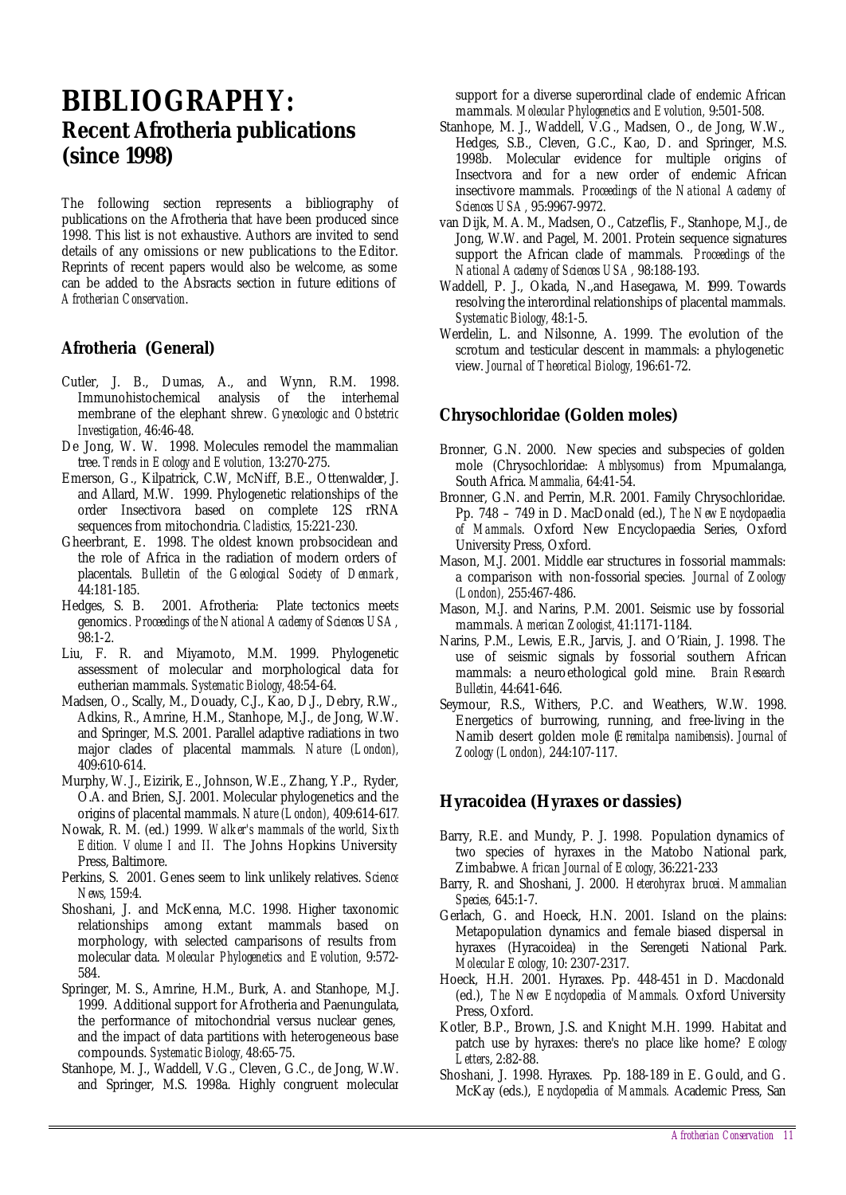# BIBLIOGRAPHY:

## Recent Afrotheria publications (since 1998)

The following section represents a bibliography of publications on the Afrotheria that have been produced since 1998. This list is not exhaustive. Authors are invited to send details of any omissions or new publications to the Editor. Reprints of recent papers would also be welcome, as some can be added to the Absracts section in future editions of *Afrotherian Conservation*.

### Afrotheria (General)

Cutler, J. B., Dumas, A., and Wynn, R.M. 1998. Immunohistochemical analysis of the interhemal membrane of the elephant shrew. *Gynecologic and Obstetric Investigation*, 46:46-48.

De Jong, W. W. 1998. Molecules remodel the mammalian tree. *Trends in Ecology and Evolution,* 13:270-275.

Emerson, G., Kilpatrick, C.W, McNiff, B.E., Ottenwalder, J. and Allard, M.W. 1999. Phylogenetic relationships of the order Insectivora based on complete 12S rRNA sequences from mitochondria. *Cladistics,* 15:221-230.

Gheerbrant, E. 1998. The oldest known probsocidean and the role of Africa in the radiation of modern orders of placentals. *Bulletin of the Geological Society of Denmark*, 44:181-185.

Hedges, S. B. 2001. Afrotheria: Plate tectonics meets genomics. *Proceedings of the National Academy of Sciences USA*, 98:1-2.

Liu, F. R. and Miyamoto, M.M. 1999. Phylogenetic assessment of molecular and morphological data for eutherian mammals. *Systematic Biology,* 48:54-64.

Madsen, O., Scally, M., Douady, C.J., Kao, D.J., Debry, R.W., Adkins, R., Amrine, H.M., Stanhope, M.J., de Jong, W.W. and Springer, M.S. 2001. Parallel adaptive radiations in two major clades of placental mammals. *Nature (London),* 409:610-614.

Murphy, W. J., Eizirik, E., Johnson, W.E., Zhang, Y.P., Ryder, O.A. and Brien, S.J. 2001. Molecular phylogenetics and the origins of placental mammals. *Nature (London)*, 409:614-617.

Nowak, R. M. (ed.) 1999. *Walker's mammals of the world, Sixth Edition. Volume I and II.* The Johns Hopkins University Press, Baltimore.

Perkins, S. 2001. Genes seem to link unlikely relatives. *Science News,* 159:4.

Shoshani, J. and McKenna, M.C. 1998. Higher taxonomic relationships among extant mammals based on morphology, with selected comparisons of results from molecular data. *Molecular Phylogenetics and Evolution,* 9:572-584.

Springer, M. S., Amrine, H.M., Burk, A. and Stanhope, M.J. 1999. Additional support for Afrotheria and Paenungulata, the performance of mitochondrial versus nuclear genes, and the impact of data partitions with heterogeneous base compounds. *Systematic Biology,* 48:65-75.

Stanhope, M. J., Waddell, V.G., Cleven, G.C., de Jong, W.W. and Springer, M.S. 1998a. Highly congruent molecular support for a diverse superordinal clade of endemic African mammals. *Molecular Phylogenetics and Evolution,* 9:501-508.

Stanhope, M. J., Waddell, V.G., Madsen, O., de Jong, W.W., Hedges, S.B., Cleven, G.C., Kao, D. and Springer, M.S. 1998b. Molecular evidence for multiple origins of Insectvora and for a new order of endemic African insectivore mammals. *Proceedings of the National Academy of Sciences USA*, 95:9967-9972.

van Dijk, M. A. M., Madsen, O., Catzeflis, F., Stanhope, M.J., de Jong, W.W. and Pagel, M. 2001. Protein sequence signatures support the African clade of mammals. *Proceedings of the National Academy of Sciences USA*, 98:188-193.

Waddell, P. J., Okada, N.,and Hasegawa, M. 1999. Towards resolving the interordinal relationships of placental mammals. *Systematic Biology,* 48:1-5.

Werdelin, L. and Nilsonne, A. 1999. The evolution of the scrotum and testicular descent in mammals: a phylogenetic view. *Journal of Theoretical Biology,* 196:61-72.

### Chrysochloridae (Golden moles)

Bronner, G.N. 2000. New species and subspecies of golden mole (Chrysochloridae: *Amblysomus*) from Mpumalanga, South Africa. *Mammalia,* 64:41-54.

Bronner, G.N. and Perrin, M.R. 2001. Family Chrysochloridae. Pp. 748 – 749 in D. MacDonald (ed.), *The New Encyclopaedia of Mammals*. Oxford New Encyclopaedia Series, Oxford University Press, Oxford.

Mason, M.J. 2001. Middle ear structures in fossorial mammals: a comparison with non-fossorial species. *Journal of Zoology (London),* 255:467-486.

Mason, M.J. and Narins, P.M. 2001. Seismic use by fossorial mammals. *American Zoologist,* 41:1171-1184.

Narins, P.M., Lewis, E.R., Jarvis, J. and O'Riain, J. 1998. The use of seismic signals by fossorial southern African mammals: a neuroethological gold mine. *Brain Research Bulletin,* 44:641-646.

Seymour, R.S., Withers, P.C. and Weathers, W.W. 1998. Energetics of burrowing, running, and free-living in the Namib desert golden mole (*Eremitalpa namibensis*). *Journal of Zoology (London),* 244:107-117.

### Hyracoidea (Hyraxes or dassies)

Barry, R.E. and Mundy, P. J. 1998. Population dynamics of two species of hyraxes in the Matobo National park, Zimbabwe. *African Journal of Ecology,* 36:221-233

Barry, R. and Shoshani, J. 2000. *Heterohyrax brucei*. *Mammalian Species,* 645:1-7.

Gerlach, G. and Hoeck, H.N. 2001. Island on the plains: Metapopulation dynamics and female biased dispersal in hyraxes (Hyracoidea) in the Serengeti National Park. *Molecular Ecology,* 10: 2307-2317.

Hoeck, H.H. 2001. Hyraxes. Pp. 448-451 in D. Macdonald (ed.), *The New Encyclopedia of Mammals.* Oxford University Press, Oxford.

Kotler, B.P., Brown, J.S. and Knight M.H. 1999. Habitat and patch use by hyraxes: there's no place like home? *Ecology Letters,* 2:82-88.

Shoshani, J. 1998. Hyraxes. Pp. 188-189 in E. Gould, and G. McKay (eds.), *Encyclopedia of Mammals.* Academic Press, San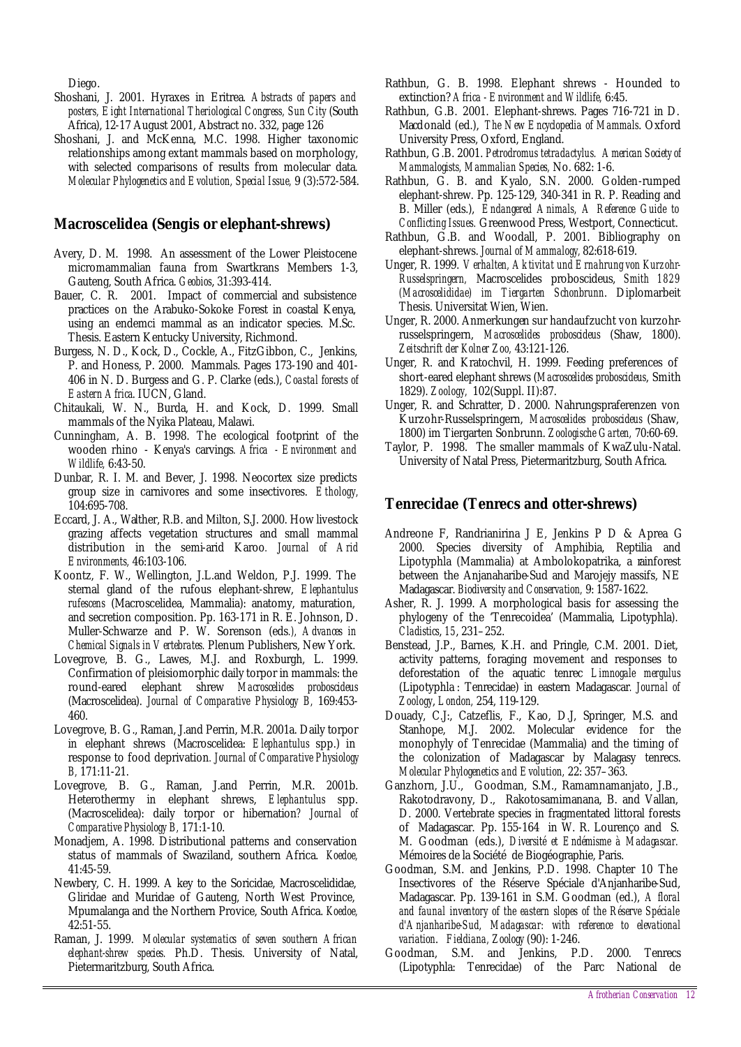Diego.

Shoshani, J. 2001. Hyraxes in Eritrea. *Abstracts of papers and posters, Eight International Theriological Congress, Sun City* (South Africa), 12-17 August 2001, Abstract no. 332, page 126

Shoshani, J. and McKenna, M.C. 1998. Higher taxonomic relationships among extant mammals based on morphology, with selected comparisons of results from molecular data. *Molecular Phylogenetics and Evolution, Special Issue,* 9 (3):572-584.

## Macroscelidea (Sengis or elephant-shrews)

Avery, D. M. 1998. An assessment of the Lower Pleistocene micromammalian fauna from Swartkrans Members 1-3, Gauteng, South Africa. *Geobios,* 31:393-414.

Bauer, C. R. 2001. Impact of commercial and subsistence practices on the Arabuko-Sokoke Forest in coastal Kenya, using an endemci mammal as an indicator species. M.Sc. Thesis. Eastern Kentucky University, Richmond.

Burgess, N. D., Kock, D., Cockle, A., FitzGibbon, C., Jenkins, P. and Honess, P. 2000. Mammals. Pages 173-190 and 401-406 in N. D. Burgess and G. P. Clarke (eds.), *Coastal forests of Eastern Africa.* IUCN, Gland.

Chitaukali, W. N., Burda, H. and Kock, D. 1999. Small mammals of the Nyika Plateau, Malawi.

Cunningham, A. B. 1998. The ecological footprint of the wooden rhino - Kenya's carvings. *Africa - Environment and Wildlife,* 6:43-50.

Dunbar, R. I. M. and Bever, J. 1998. Neocortex size predicts group size in carnivores and some insectivores. *Ethology,* 104:695-708.

Eccard, J. A., Walther, R.B. and Milton, S.J. 2000. How livestock grazing affects vegetation structures and small mammal distribution in the semi-arid Karoo. *Journal of Arid Environments,* 46:103-106.

Koontz, F. W., Wellington, J.L.and Weldon, P.J. 1999. The sternal gland of the rufous elephant-shrew, *Elephantulus rufescens* (Macroscelidea, Mammalia): anatomy, maturation, and secretion composition. Pp. 163-171 in R. E. Johnson, D. Muller-Schwarze and P. W. Sorenson (eds.), *Advances in Chemical Signals in Vertebrates.* Plenum Publishers, New York.

Lovegrove, B. G., Lawes, M.J. and Roxburgh, L. 1999. Confirmation of pleisiomorphic daily torpor in mammals: the round-eared elephant shrew *Macroscelides proboscideus* (Macroscelidea). *Journal of Comparative Physiology B,* 169:453-460.

Lovegrove, B. G., Raman, J.and Perrin, M.R. 2001a. Daily torpor in elephant shrews (Macroscelidea: *Elephantulus* spp.) in response to food deprivation. *Journal of Comparative Physiology B,* 171:11-21.

Lovegrove, B. G., Raman, J.and Perrin, M.R. 2001b. Heterothermy in elephant shrews, *Elephantulus* spp. (Macroscelidea): daily torpor or hibernation? *Journal of Comparative Physiology B,* 171:1-10.

Monadjem, A. 1998. Distributional patterns and conservation status of mammals of Swaziland, southern Africa. *Koedoe,* 41:45-59.

Newbery, C. H. 1999. A key to the Soricidae, Macroscelididae, Gliridae and Muridae of Gauteng, North West Province, Mpumalanga and the Northern Provice, South Africa. *Koedoe,* 42:51-55.

Raman, J. 1999. *Molecular systematics of seven southern African elephant-shrew species.* Ph.D. Thesis. University of Natal, Pietermaritzburg, South Africa.

Rathbun, G. B. 1998. Elephant shrews - Hounded to extinction? *Africa - Environment and Wildlife,* 6:45.

Rathbun, G.B. 2001. Elephant-shrews. Pages 716-721 in D. Macdonald (ed.), *The New Encyclopedia of Mammals.* Oxford University Press, Oxford, England.

Rathbun, G.B. 2001. *Petrodromus tetradactylus. American Society of Mammalogists, Mammalian Species,* No. 682: 1-6.

Rathbun, G. B. and Kyalo, S.N. 2000. Golden-rumped elephant-shrew. Pp. 125-129, 340-341 in R. P. Reading and B. Miller (eds.), *Endangered Animals, A Reference Guide to Conflicting Issues.* Greenwood Press, Westport, Connecticut.

Rathbun, G.B. and Woodall, P. 2001. Bibliography on elephant-shrews. *Journal of Mammalogy,* 82:618-619.

Unger, R. 1999. *Verhalten, Aktivitat und Ernahrung von Kurzohr-Russelspringern,* Macroscelides proboscideus, *Smith 1829 (Macroscelididae) im Tiergarten Schonbrunn.* Diplomarbeit Thesis. Universitat Wien, Wien.

Unger, R. 2000. Anmerkungen sur handaufzucht von kurzohr-russelspringern, *Macroscelides proboscideus* (Shaw, 1800). *Zeitschrift der Kolner Zoo,* 43:121-126.

Unger, R. and Kratochvil, H. 1999. Feeding preferences of short-eared elephant shrews (*Macroscelides proboscideus,* Smith 1829). *Zoology,* 102(Suppl. II):87.

Unger, R. and Schratter, D. 2000. Nahrungspraferenzen von Kurzohr-Russelspringern, *Macroscelides proboscideus* (Shaw, 1800) im Tiergarten Sonbrunn. *Zoologische Garten,* 70:60-69.

Taylor, P. 1998. The smaller mammals of KwaZulu-Natal. University of Natal Press, Pietermaritzburg, South Africa.

## Tenrecidae (Tenrecs and otter-shrews)

Andreone F, Randrianirina J E, Jenkins P D & Aprea G 2000. Species diversity of Amphibia, Reptilia and Lipotyphla (Mammalia) at Ambolokopatrika, a rainforest between the Anjanaharibe-Sud and Marojejy massifs, NE Madagascar. *Biodiversity and Conservation,* 9: 1587-1622.

Asher, R. J. 1999. A morphological basis for assessing the phylogeny of the 'Tenrecoidea' (Mammalia, Lipotyphla). *Cladistics, 15,* 231–252.

Benstead, J.P., Barnes, K.H. and Pringle, C.M. 2001. Diet, activity patterns, foraging movement and responses to deforestation of the aquatic tenrec *Limnogale mergulus* (Lipotyphla : Tenrecidae) in eastern Madagascar. *Journal of Zoology, London,* 254, 119-129.

Douady, C.J:, Catzeflis, F., Kao, D.J, Springer, M.S. and Stanhope, M.J. 2002. Molecular evidence for the monophyly of Tenrecidae (Mammalia) and the timing of the colonization of Madagascar by Malagasy tenrecs. *Molecular Phylogenetics and Evolution,* 22: 357–363.

Ganzhorn, J.U., Goodman, S.M., Ramamnamanjato, J.B., Rakotodravony, D., Rakotosamimanana, B. and Vallan, D. 2000. Vertebrate species in fragmentated littoral forests of Madagascar. Pp. 155-164 in W. R. Lourenço and S. M. Goodman (eds.), *Diversité et Endémisme à Madagascar.* Mémoires de la Société de Biogéographie, Paris.

Goodman, S.M. and Jenkins, P.D. 1998. Chapter 10 The Insectivores of the Réserve Spéciale d'Anjanharibe-Sud, Madagascar. Pp. 139-161 in S.M. Goodman (ed.), *A floral and faunal inventory of the eastern slopes of the Réserve Spéciale d'Anjanharibe-Sud, Madagascar: with reference to elevational variation. Fieldiana, Zoology* (90): 1-246.

Goodman, S.M. and Jenkins, P.D. 2000. Tenrecs (Lipotyphla: Tenrecidae) of the Parc National de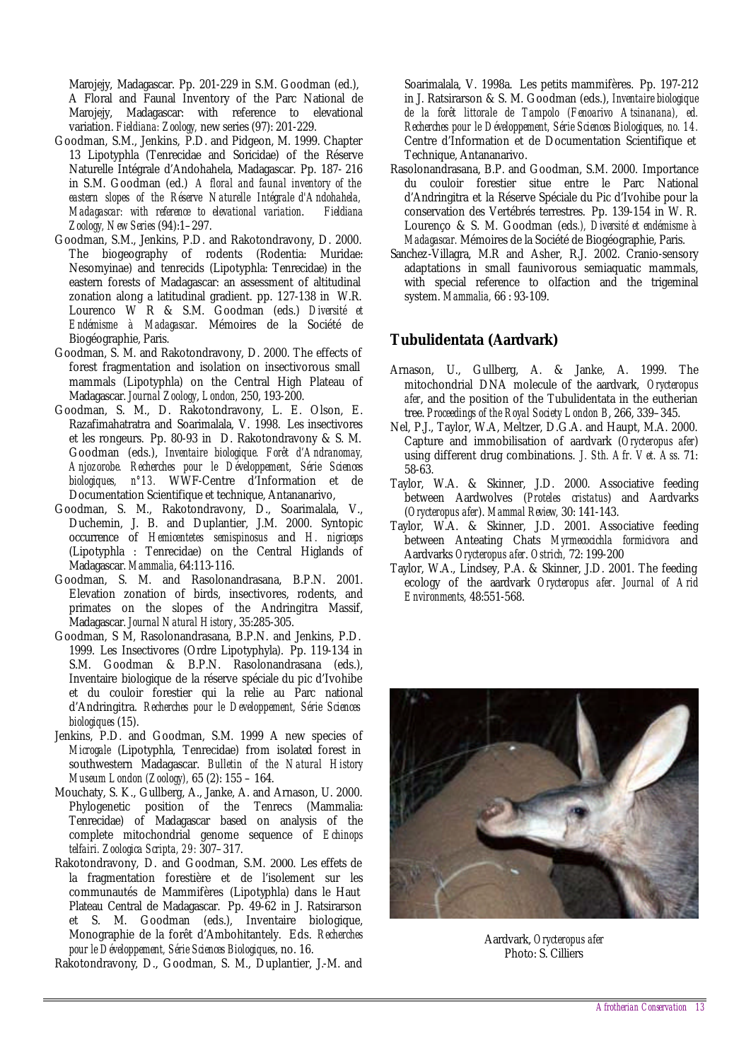Marojejy, Madagascar. Pp. 201-229 in S.M. Goodman (ed.), A Floral and Faunal Inventory of the Parc National de Marojejy, Madagascar: with reference to elevational variation. *Fieldiana: Zoology*, new series (97): 201-229.

Goodman, S.M., Jenkins, P.D. and Pidgeon, M. 1999. Chapter 13 Lipotyphla (Tenrecidae and Soricidae) of the Réserve Naturelle Intégrale d'Andohahela, Madagascar. Pp. 187- 216 in S.M. Goodman (ed.) *A floral and faunal inventory of the eastern slopes of the Réserve Naturelle Intégrale d'Andohahela, Madagascar: with reference to elevational variation. Fieldiana Zoology, New Series* (94):1–297.

Goodman, S.M., Jenkins, P.D. and Rakotondravony, D. 2000. The biogeography of rodents (Rodentia: Muridae: Nesomyinae) and tenrecids (Lipotyphla: Tenrecidae) in the eastern forests of Madagascar: an assessment of altitudinal zonation along a latitudinal gradient. pp. 127-138 in W.R. Lourenco W R & S.M. Goodman (eds.) *Diversité et Endémisme à Madagascar*. Mémoires de la Société de Biogéographie, Paris.

Goodman, S. M. and Rakotondravony, D. 2000. The effects of forest fragmentation and isolation on insectivorous small mammals (Lipotyphla) on the Central High Plateau of Madagascar. *Journal Zoology, London*, 250, 193-200.

Goodman, S. M., D. Rakotondravony, L. E. Olson, E. Razafimahatratra and Soarimalala, V. 1998. Les insectivores et les rongeurs. Pp. 80-93 in D. Rakotondravony & S. M. Goodman (eds.), *Inventaire biologique. Forêt d'Andranomay, Anjozorobe. Recherches pour le Développement, Série Sciences biologiques, n°13.* WWF-Centre d'Information et de Documentation Scientifique et technique, Antananarivo,

Goodman, S. M., Rakotondravony, D., Soarimalala, V., Duchemin, J. B. and Duplantier, J.M. 2000. Syntopic occurrence of *Hemicentetes semispinosus* and *H. nigriceps* (Lipotyphla : Tenrecidae) on the Central Higlands of Madagascar. *Mammalia*, 64:113-116.

Goodman, S. M. and Rasolonandrasana, B.P.N. 2001. Elevation zonation of birds, insectivores, rodents, and primates on the slopes of the Andringitra Massif, Madagascar. *Journal Natural History*, 35:285-305.

Goodman, S M, Rasolonandrasana, B.P.N. and Jenkins, P.D. 1999. Les Insectivores (Ordre Lipotyphyla). Pp. 119-134 in S.M. Goodman & B.P.N. Rasolonandrasana (eds.), Inventaire biologique de la réserve spéciale du pic d'Ivohibe et du couloir forestier qui la relie au Parc national d'Andringitra. *Recherches pour le Developpement, Série Sciences biologiques* (15).

Jenkins, P.D. and Goodman, S.M. 1999 A new species of *Microgale* (Lipotyphla, Tenrecidae) from isolated forest in southwestern Madagascar. *Bulletin of the Natural History Museum London (Zoology)*, 65 (2): 155 – 164.

Mouchaty, S. K., Gullberg, A., Janke, A. and Arnason, U. 2000. Phylogenetic position of the Tenrecs (Mammalia: Tenrecidae) of Madagascar based on analysis of the complete mitochondrial genome sequence of *Echinops telfairi*. *Zoologica Scripta, 29:* 307–317.

Rakotondravony, D. and Goodman, S.M. 2000. Les effets de la fragmentation forestière et de l'isolement sur les communautés de Mammifères (Lipotyphla) dans le Haut Plateau Central de Madagascar. Pp. 49-62 in J. Ratsirarson et S. M. Goodman (eds.), Inventaire biologique, Monographie de la forêt d'Ambohitantely. Eds. *Recherches pour le Développement, Série Sciences Biologiques*, no. 16.

Rakotondravony, D., Goodman, S. M., Duplantier, J.-M. and Soarimalala, V. 1998a. Les petits mammifères. Pp. 197-212 in J. Ratsirarson & S. M. Goodman (eds.), *Inventaire biologique de la forêt littorale de Tampolo (Fenoarivo Atsinanana), ed. Recherches pour le Développement, Série Sciences Biologiques, no. 14.* Centre d'Information et de Documentation Scientifique et Technique, Antananarivo.

Rasolonandrasana, B.P. and Goodman, S.M. 2000. Importance du couloir forestier situe entre le Parc National d'Andringitra et la Réserve Spéciale du Pic d'Ivohibe pour la conservation des Vertébrés terrestres. Pp. 139-154 in W. R. Lourenço & S. M. Goodman (eds.), *Diversité et endémisme à Madagascar.* Mémoires de la Société de Biogéographie, Paris.

Sanchez-Villagra, M.R and Asher, R.J. 2002. Cranio-sensory adaptations in small faunivorous semiaquatic mammals, with special reference to olfaction and the trigeminal system. *Mammalia,* 66 : 93-109.

## Tubulidentata (Aardvark)

Arnason, U., Gullberg, A. & Janke, A. 1999. The mitochondrial DNA molecule of the aardvark, *Orycteropus afer*, and the position of the Tubulidentata in the eutherian tree. *Proceedings of the Royal Society London B*, 266, 339–345.

Nel, P.J., Taylor, W.A, Meltzer, D.G.A. and Haupt, M.A. 2000. Capture and immobilisation of aardvark (*Orycteropus afer*) using different drug combinations. *J. Sth. Afr. Vet. Ass.* 71: 58-63.

Taylor, W.A. & Skinner, J.D. 2000. Associative feeding between Aardwolves (*Proteles cristatus*) and Aardvarks (*Orycteropus afer*). *Mammal Review*, 30: 141-143.

Taylor, W.A. & Skinner, J.D. 2001. Associative feeding between Anteating Chats *Myrmecocichla formicivora* and Aardvarks *Orycteropus afer*. *Ostrich*, 72: 199-200

Taylor, W.A., Lindsey, P.A. & Skinner, J.D. 2001. The feeding ecology of the aardvark *Orycteropus afer*. *Journal of Arid Environments*, 48:551-568.

Aardvark, *Orycteropus afer*
Photo: S. Cilliers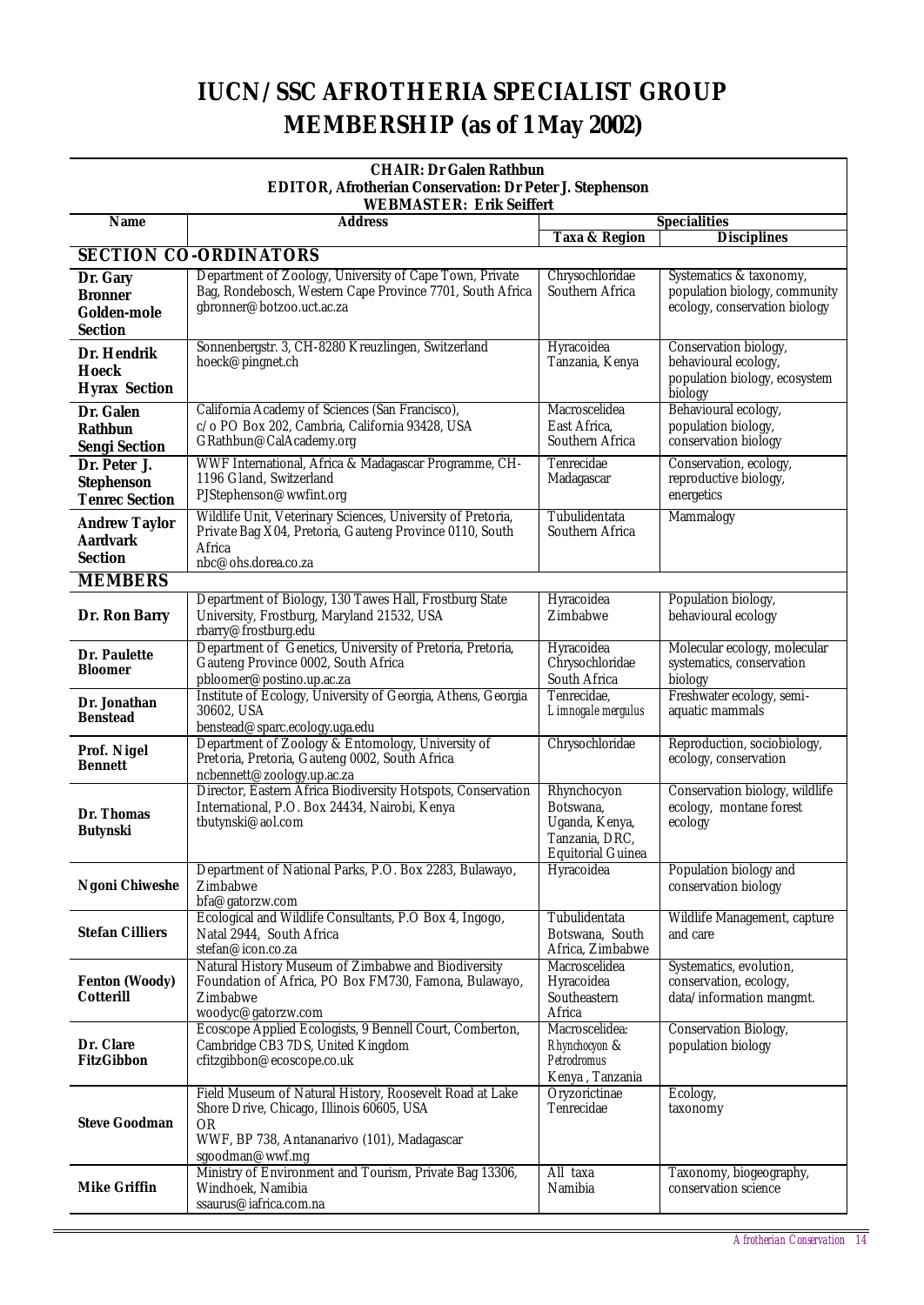# IUCN/SSC AFROTHERIA SPECIALIST GROUP MEMBERSHIP (as of 1 May 2002)

**CHAIR: Dr Galen Rathbun**
**EDITOR, Afrotherian Conservation: Dr Peter J. Stephenson**
**WEBMASTER: Erik Seiffert**

| Name | Address | Specialities | |
|---|---|---|---|
| | | Taxa & Region | Disciplines |
| **SECTION CO-ORDINATORS** | | | |
| **Dr. Gary Bronner Golden-mole Section** | Department of Zoology, University of Cape Town, Private Bag, Rondebosch, Western Cape Province 7701, South Africa gbronner@botzoo.uct.ac.za | Chrysochloridae Southern Africa | Systematics & taxonomy, population biology, community ecology, conservation biology |
| **Dr. Hendrik Hoeck Hyrax Section** | Sonnenbergstr. 3, CH-8280 Kreuzlingen, Switzerland hoeck@pingnet.ch | Hyracoidea Tanzania, Kenya | Conservation biology, behavioural ecology, population biology, ecosystem biology |
| **Dr. Galen Rathbun Sengi Section** | California Academy of Sciences (San Francisco), c/o PO Box 202, Cambria, California 93428, USA GRathbun@CalAcademy.org | Macroscelidea East Africa, Southern Africa | Behavioural ecology, population biology, conservation biology |
| **Dr. Peter J. Stephenson Tenrec Section** | WWF International, Africa & Madagascar Programme, CH-1196 Gland, Switzerland PJStephenson@wwfint.org | Tenrecidae Madagascar | Conservation, ecology, reproductive biology, energetics |
| **Andrew Taylor Aardvark Section** | Wildlife Unit, Veterinary Sciences, University of Pretoria, Private Bag X04, Pretoria, Gauteng Province 0110, South Africa nbc@ohs.dorea.co.za | Tubulidentata Southern Africa | Mammalogy |
| **MEMBERS** | | | |
| **Dr. Ron Barry** | Department of Biology, 130 Tawes Hall, Frostburg State University, Frostburg, Maryland 21532, USA rbarry@frostburg.edu | Hyracoidea Zimbabwe | Population biology, behavioural ecology |
| **Dr. Paulette Bloomer** | Department of Genetics, University of Pretoria, Pretoria, Gauteng Province 0002, South Africa pbloomer@postino.up.ac.za | Hyracoidea Chrysochloridae South Africa | Molecular ecology, molecular systematics, conservation biology |
| **Dr. Jonathan Benstead** | Institute of Ecology, University of Georgia, Athens, Georgia 30602, USA benstead@sparc.ecology.uga.edu | Tenrecidae, *Limnogale mergulus* | Freshwater ecology, semi-aquatic mammals |
| **Prof. Nigel Bennett** | Department of Zoology & Entomology, University of Pretoria, Pretoria, Gauteng 0002, South Africa ncbennett@zoology.up.ac.za | Chrysochloridae | Reproduction, sociobiology, ecology, conservation |
| **Dr. Thomas Butynski** | Director, Eastern Africa Biodiversity Hotspots, Conservation International, P.O. Box 24434, Nairobi, Kenya tbutynski@aol.com | Rhynchocyon Botswana, Uganda, Kenya, Tanzania, DRC, Equitorial Guinea | Conservation biology, wildlife ecology, montane forest ecology |
| **Ngoni Chiweshe** | Department of National Parks, P.O. Box 2283, Bulawayo, Zimbabwe bfa@gatorzw.com | Hyracoidea | Population biology and conservation biology |
| **Stefan Cilliers** | Ecological and Wildlife Consultants, P.O Box 4, Ingogo, Natal 2944, South Africa stefan@icon.co.za | Tubulidentata Botswana, South Africa, Zimbabwe | Wildlife Management, capture and care |
| **Fenton (Woody) Cotterill** | Natural History Museum of Zimbabwe and Biodiversity Foundation of Africa, PO Box FM730, Famona, Bulawayo, Zimbabwe woodyc@gatorzw.com | Macroscelidea Hyracoidea Southeastern Africa | Systematics, evolution, conservation, ecology, data/information mangmt. |
| **Dr. Clare FitzGibbon** | Ecoscope Applied Ecologists, 9 Bennell Court, Comberton, Cambridge CB3 7DS, United Kingdom cfitzgibbon@ecoscope.co.uk | Macroscelidea: *Rhynchocyon* & *Petrodromus* Kenya, Tanzania | Conservation Biology, population biology |
| **Steve Goodman** | Field Museum of Natural History, Roosevelt Road at Lake Shore Drive, Chicago, Illinois 60605, USA OR WWF, BP 738, Antananarivo (101), Madagascar sgoodman@wwf.mg | Oryzorictinae Tenrecidae | Ecology, taxonomy |
| **Mike Griffin** | Ministry of Environment and Tourism, Private Bag 13306, Windhoek, Namibia ssaurus@iafrica.com.na | All taxa Namibia | Taxonomy, biogeography, conservation science |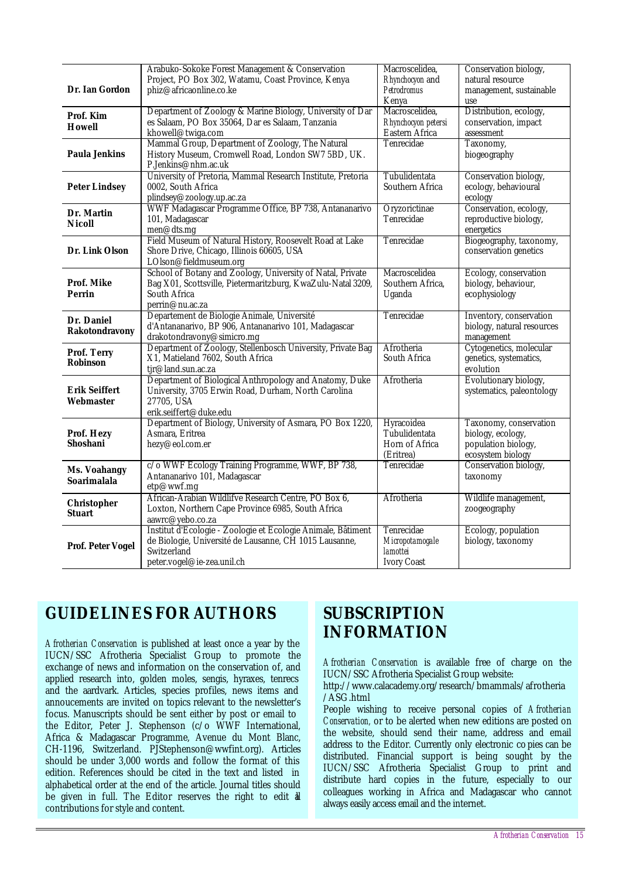| | | | |
|---|---|---|---|
| **Dr. Ian Gordon** | Arabuko-Sokoke Forest Management & Conservation Project, PO Box 302, Watamu, Coast Province, Kenya phiz@africaonline.co.ke | Macroscelidea, *Rhynchocyon* and *Petrodromus* Kenya | Conservation biology, natural resource management, sustainable use |
| **Prof. Kim Howell** | Department of Zoology & Marine Biology, University of Dar es Salaam, PO Box 35064, Dar es Salaam, Tanzania khowell@twiga.com | Macroscelidea, *Rhynchocyon petersi* Eastern Africa | Distribution, ecology, conservation, impact assessment |
| **Paula Jenkins** | Mammal Group, Department of Zoology, The Natural History Museum, Cromwell Road, London SW7 5BD, UK. P.Jenkins@nhm.ac.uk | Tenrecidae | Taxonomy, biogeography |
| **Peter Lindsey** | University of Pretoria, Mammal Research Institute, Pretoria 0002, South Africa plindsey@zoology.up.ac.za | Tubulidentata Southern Africa | Conservation biology, ecology, behavioural ecology |
| **Dr. Martin Nicoll** | WWF Madagascar Programme Office, BP 738, Antananarivo 101, Madagascar men@dts.mg | Oryzorictinae Tenrecidae | Conservation, ecology, reproductive biology, energetics |
| **Dr. Link Olson** | Field Museum of Natural History, Roosevelt Road at Lake Shore Drive, Chicago, Illinois 60605, USA LOlson@fieldmuseum.org | Tenrecidae | Biogeography, taxonomy, conservation genetics |
| **Prof. Mike Perrin** | School of Botany and Zoology, University of Natal, Private Bag X01, Scottsville, Pietermaritzburg, KwaZulu-Natal 3209, South Africa perrin@nu.ac.za | Macroscelidea Southern Africa, Uganda | Ecology, conservation biology, behaviour, ecophysiology |
| **Dr. Daniel Rakotondravony** | Departement de Biologie Animale, Université d'Antananarivo, BP 906, Antananarivo 101, Madagascar drakotondravony@simicro.mg | Tenrecidae | Inventory, conservation biology, natural resources management |
| **Prof. Terry Robinson** | Department of Zoology, Stellenbosch University, Private Bag X1, Matieland 7602, South Africa tjr@land.sun.ac.za | Afrotheria South Africa | Cytogenetics, molecular genetics, systematics, evolution |
| **Erik Seiffert Webmaster** | Department of Biological Anthropology and Anatomy, Duke University, 3705 Erwin Road, Durham, North Carolina 27705, USA erik.seiffert@duke.edu | Afrotheria | Evolutionary biology, systematics, paleontology |
| **Prof. Hezy Shoshani** | Department of Biology, University of Asmara, PO Box 1220, Asmara, Eritrea hezy@eol.com.er | Hyracoidea Tubulidentata Horn of Africa (Eritrea) | Taxonomy, conservation biology, ecology, population biology, ecosystem biology |
| **Ms. Voahangy Soarimalala** | c/o WWF Ecology Training Programme, WWF, BP 738, Antananarivo 101, Madagascar etp@wwf.mg | Tenrecidae | Conservation biology, taxonomy |
| **Christopher Stuart** | African-Arabian Wildlifve Research Centre, PO Box 6, Loxton, Northern Cape Province 6985, South Africa aawrc@yebo.co.za | Afrotheria | Wildlife management, zoogeography |
| **Prof. Peter Vogel** | Institut d'Ecologie - Zoologie et Ecologie Animale, Bâtiment de Biologie, Université de Lausanne, CH 1015 Lausanne, Switzerland peter.vogel@ie-zea.unil.ch | Tenrecidae *Micropotamogale lamottei* Ivory Coast | Ecology, population biology, taxonomy |

## GUIDELINES FOR AUTHORS

*Afrotherian Conservation* is published at least once a year by the IUCN/SSC Afrotheria Specialist Group to promote the exchange of news and information on the conservation of, and applied research into, golden moles, sengis, hyraxes, tenrecs and the aardvark. Articles, species profiles, news items and annoucements are invited on topics relevant to the newsletter's focus. Manuscripts should be sent either by post or email to the Editor, Peter J. Stephenson (c/o WWF International, Africa & Madagascar Programme, Avenue du Mont Blanc, CH-1196, Switzerland. PJStephenson@wwfint.org). Articles should be under 3,000 words and follow the format of this edition. References should be cited in the text and listed in alphabetical order at the end of the article. Journal titles should be given in full. The Editor reserves the right to edit all contributions for style and content.

## SUBSCRIPTION INFORMATION

*Afrotherian Conservation* is available free of charge on the IUCN/SSC Afrotheria Specialist Group website: http://www.calacademy.org/research/bmammals/afrotheria/ASG.html

People wishing to receive personal copies of *Afrotherian Conservation*, or to be alerted when new editions are posted on the website, should send their name, address and email address to the Editor. Currently only electronic copies can be distributed. Financial support is being sought by the IUCN/SSC Afrotheria Specialist Group to print and distribute hard copies in the future, especially to our colleagues working in Africa and Madagascar who cannot always easily access email and the internet.